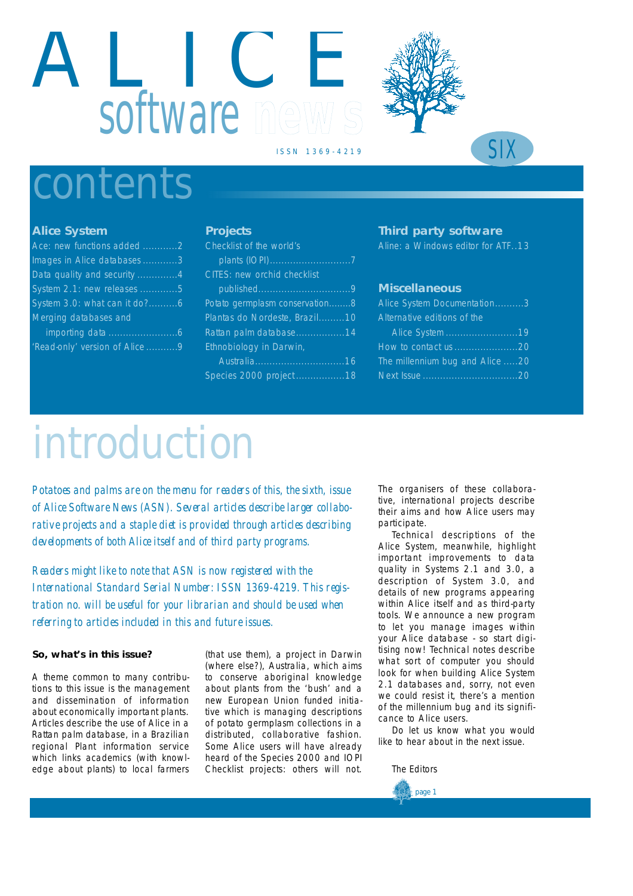# ALICE software news

ISSN 1369-4219

SIX

## contents

### Alice System

- Ace: new functions added ............2
- Images in Alice databases ............3
- Data quality and security ..............4
- System 2.1: new releases .............5
- System 3.0: what can it do?..........6
- Merging databases and importing data ........................6
- 'Read-only' version of Alice ...........9

### Projects

- Checklist of the world's plants (IOPI)............................7
- CITES: new orchid checklist published...............................9
- Potato germplasm conservation........8
- Plantas do Nordeste, Brazil.........10
- Rattan palm database.................14
- Ethnobiology in Darwin, Australia...............................16
- Species 2000 project.................18

### Third party software

- Aline: a Windows editor for ATF..13

### Miscellaneous

- Alice System Documentation..........3
- Alternative editions of the Alice System .........................19
- How to contact us......................20
- The millennium bug and Alice .....20
- Next Issue ................................20

## introduction

*Potatoes and palms are on the menu for readers of this, the sixth, issue of Alice Software News (ASN). Several articles describe larger collaborative projects and a staple diet is provided through articles describing developments of both Alice itself and of third party programs.*

*Readers might like to note that ASN is now registered with the International Standard Serial Number: ISSN 1369-4219. This registration no. will be useful for your librarian and should be used when referring to articles included in this and future issues.*

**So, what's in this issue?**

A theme common to many contributions to this issue is the management and dissemination of information about economically important plants. Articles describe the use of Alice in a Rattan palm database, in a Brazilian regional Plant information service which links academics (with knowledge about plants) to local farmers (that use them), a project in Darwin (where else?), Australia, which aims to conserve aboriginal knowledge about plants from the 'bush' and a new European Union funded initiative which is managing descriptions of potato germplasm collections in a distributed, collaborative fashion. Some Alice users will have already heard of the Species 2000 and IOPI Checklist projects: others will not. The organisers of these collaborative, international projects describe their aims and how Alice users may participate.

Technical descriptions of the Alice System, meanwhile, highlight important improvements to data quality in Systems 2.1 and 3.0, a description of System 3.0, and details of new programs appearing within Alice itself and as third-party tools. We announce a new program to let you manage images within your Alice database - so start digitising now! Technical notes describe what sort of computer you should look for when building Alice System 2.1 databases and, sorry, not even we could resist it, there's a mention of the millennium bug and its significance to Alice users.

Do let us know what you would like to hear about in the next issue.

The Editors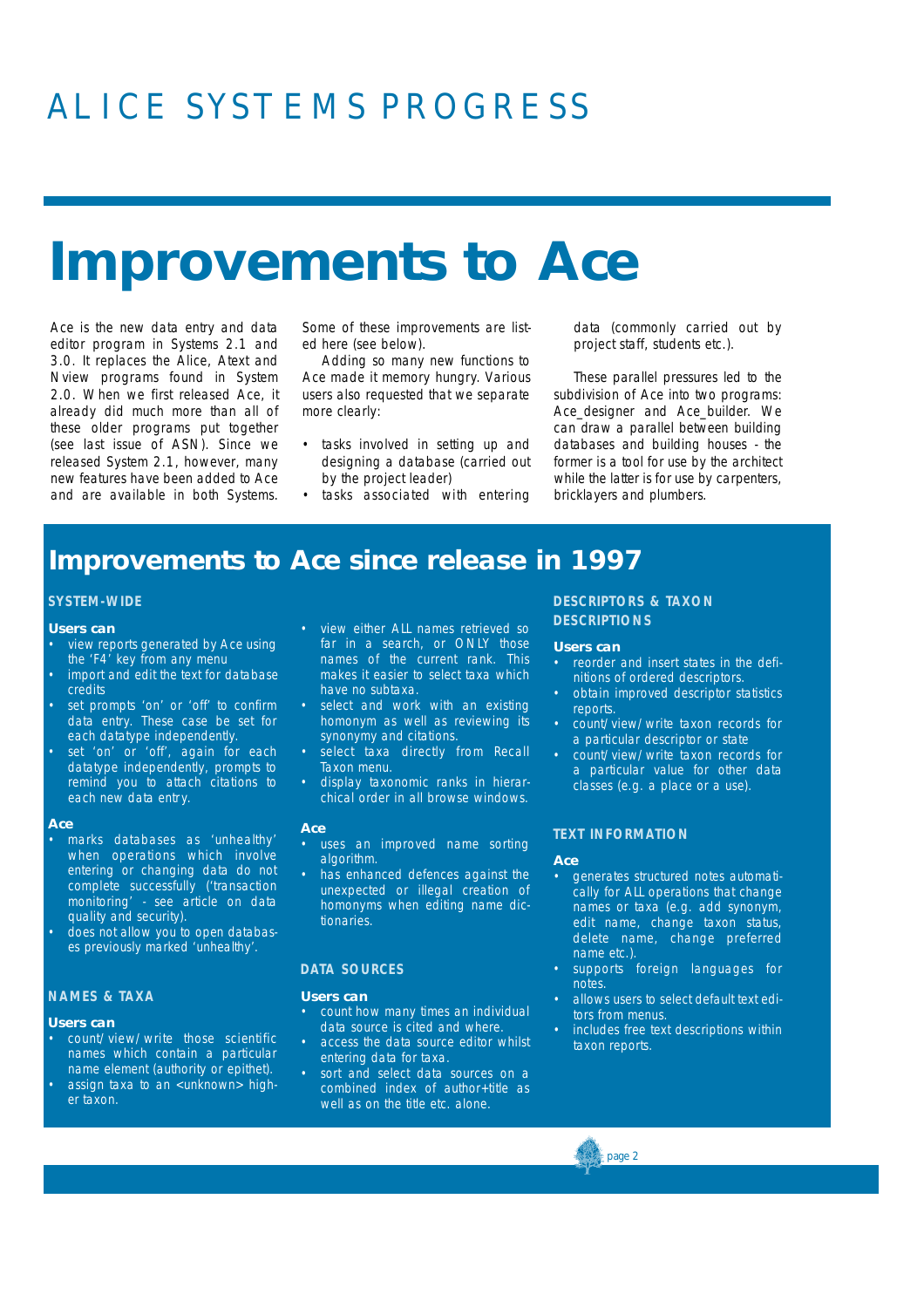# ALICE SYSTEMS PROGRESS

# Improvements to Ace

Ace is the new data entry and data editor program in Systems 2.1 and 3.0. It replaces the Alice, Atext and Nview programs found in System 2.0. When we first released Ace, it already did much more than all of these older programs put together (see last issue of ASN). Since we released System 2.1, however, many new features have been added to Ace and are available in both Systems. Some of these improvements are listed here (see below).

Adding so many new functions to Ace made it memory hungry. Various users also requested that we separate more clearly:

- tasks involved in setting up and designing a database (carried out by the project leader)
- tasks associated with entering data (commonly carried out by project staff, students etc.).

These parallel pressures led to the subdivision of Ace into two programs: Ace_designer and Ace_builder. We can draw a parallel between building databases and building houses - the former is a tool for use by the architect while the latter is for use by carpenters, bricklayers and plumbers.

## Improvements to Ace since release in 1997

### SYSTEM-WIDE

**Users can**

- view reports generated by Ace using the 'F4' key from any menu
- import and edit the text for database credits
- set prompts 'on' or 'off' to confirm data entry. These case be set for each datatype independently.
- set 'on' or 'off', again for each datatype independently, prompts to remind you to attach citations to each new data entry.

**Ace**

- marks databases as 'unhealthy' when operations which involve entering or changing data do not complete successfully ('transaction monitoring' - see article on data quality and security).
- does not allow you to open databases previously marked 'unhealthy'.

### NAMES & TAXA

**Users can**

- count/view/write those scientific names which contain a particular name element (authority or epithet).
- assign taxa to an <unknown> higher taxon.
- view either ALL names retrieved so far in a search, or ONLY those names of the current rank. This makes it easier to select taxa which have no subtaxa.
- select and work with an existing homonym as well as reviewing its synonymy and citations.
- select taxa directly from Recall Taxon menu.
- display taxonomic ranks in hierarchical order in all browse windows.

**Ace**

- uses an improved name sorting algorithm.
- has enhanced defences against the unexpected or illegal creation of homonyms when editing name dictionaries.

### DATA SOURCES

**Users can**

- count how many times an individual data source is cited and where.
- access the data source editor whilst entering data for taxa.
- sort and select data sources on a combined index of author+title as well as on the title etc. alone.

### DESCRIPTORS & TAXON DESCRIPTIONS

**Users can**

- reorder and insert states in the definitions of ordered descriptors.
- obtain improved descriptor statistics reports.
- count/view/write taxon records for a particular descriptor or state
- count/view/write taxon records for a particular value for other data classes (e.g. a place or a use).

### TEXT INFORMATION

**Ace**

- generates structured notes automatically for ALL operations that change names or taxa (e.g. add synonym, edit name, change taxon status, delete name, change preferred name etc.).
- supports foreign languages for notes.
- allows users to select default text editors from menus.
- includes free text descriptions within taxon reports.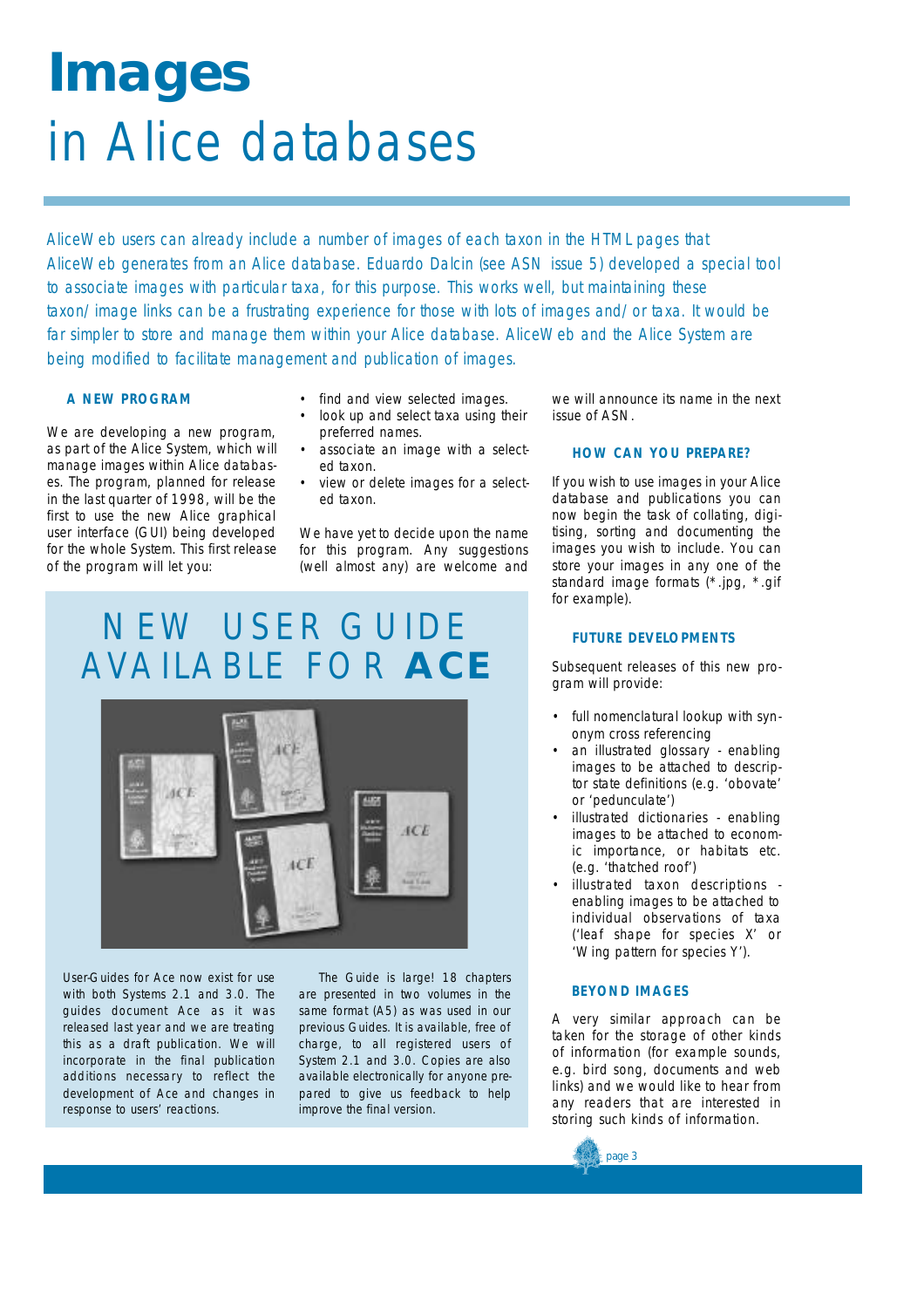# **Images**
# in Alice databases

*AliceWeb users can already include a number of images of each taxon in the HTML pages that AliceWeb generates from an Alice database. Eduardo Dalcin (see ASN issue 5) developed a special tool to associate images with particular taxa, for this purpose. This works well, but maintaining these taxon/image links can be a frustrating experience for those with lots of images and/or taxa. It would be far simpler to store and manage them within your Alice database. AliceWeb and the Alice System are being modified to facilitate management and publication of images.*

### A NEW PROGRAM

We are developing a new program, as part of the Alice System, which will manage images within Alice databases. The program, planned for release in the last quarter of 1998, will be the first to use the new Alice graphical user interface (GUI) being developed for the whole System. This first release of the program will let you:

- find and view selected images.
- look up and select taxa using their preferred names.
- associate an image with a selected taxon.
- view or delete images for a selected taxon.

We have yet to decide upon the name for this program. Any suggestions (well almost any) are welcome and we will announce its name in the next issue of ASN.

### HOW CAN YOU PREPARE?

If you wish to use images in your Alice database and publications you can now begin the task of collating, digitising, sorting and documenting the images you wish to include. You can store your images in any one of the standard image formats (*.jpg, *.gif for example).

### FUTURE DEVELOPMENTS

Subsequent releases of this new program will provide:

- full nomenclatural lookup with synonym cross referencing
- an illustrated glossary - enabling images to be attached to descriptor state definitions (e.g. 'obovate' or 'pedunculate')
- illustrated dictionaries - enabling images to be attached to economic importance, or habitats etc. (e.g. 'thatched roof')
- illustrated taxon descriptions - enabling images to be attached to individual observations of taxa ('leaf shape for species X' or 'Wing pattern for species Y').

### BEYOND IMAGES

A very similar approach can be taken for the storage of other kinds of information (for example sounds, e.g. bird song, documents and web links) and we would like to hear from any readers that are interested in storing such kinds of information.

## NEW USER GUIDE AVAILABLE FOR **ACE**

User-Guides for Ace now exist for use with both Systems 2.1 and 3.0. The guides document Ace as it was released last year and we are treating this as a draft publication. We will incorporate in the final publication additions necessary to reflect the development of Ace and changes in response to users' reactions.

The Guide is large! 18 chapters are presented in two volumes in the same format (A5) as was used in our previous Guides. It is available, free of charge, to all registered users of System 2.1 and 3.0. Copies are also available electronically for anyone prepared to give us feedback to help improve the final version.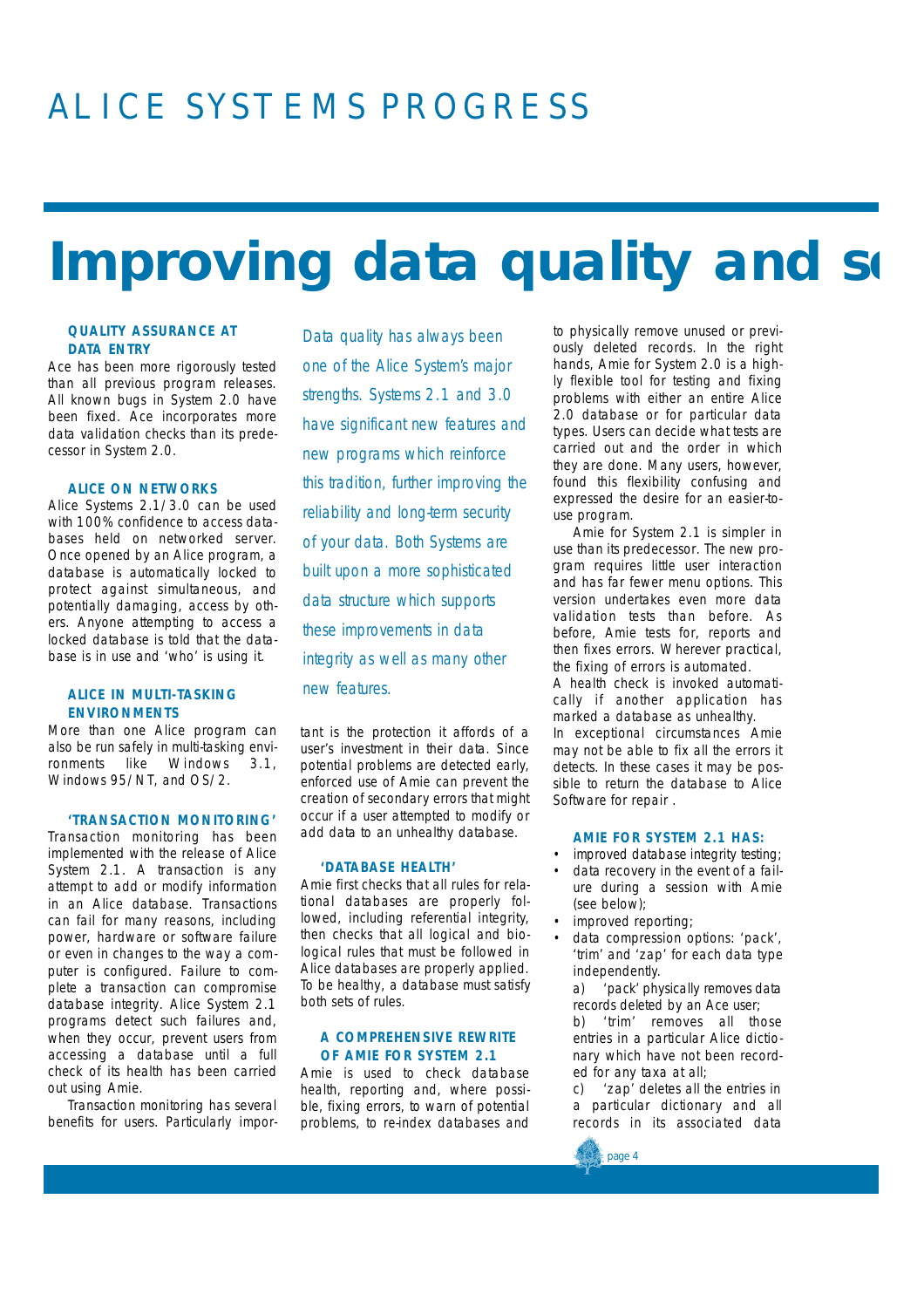# ALICE SYSTEMS PROGRESS

# Improving data quality and s

### QUALITY ASSURANCE AT DATA ENTRY

Ace has been more rigorously tested than all previous program releases. All known bugs in System 2.0 have been fixed. Ace incorporates more data validation checks than its predecessor in System 2.0.

### ALICE ON NETWORKS

Alice Systems 2.1/3.0 can be used with 100% confidence to access databases held on networked server. Once opened by an Alice program, a database is automatically locked to protect against simultaneous, and potentially damaging, access by others. Anyone attempting to access a locked database is told that the database is in use and 'who' is using it.

### ALICE IN MULTI-TASKING ENVIRONMENTS

More than one Alice program can also be run safely in multi-tasking environments like Windows 3.1, Windows 95/NT, and OS/2.

### 'TRANSACTION MONITORING'

Transaction monitoring has been implemented with the release of Alice System 2.1. A transaction is any attempt to add or modify information in an Alice database. Transactions can fail for many reasons, including power, hardware or software failure or even in changes to the way a computer is configured. Failure to complete a transaction can compromise database integrity. Alice System 2.1 programs detect such failures and, when they occur, prevent users from accessing a database until a full check of its health has been carried out using Amie.

Transaction monitoring has several benefits for users. Particularly important is the protection it affords of a user's investment in their data. Since potential problems are detected early, enforced use of Amie can prevent the creation of secondary errors that might occur if a user attempted to modify or add data to an unhealthy database.

*Data quality has always been one of the Alice System's major strengths. Systems 2.1 and 3.0 have significant new features and new programs which reinforce this tradition, further improving the reliability and long-term security of your data. Both Systems are built upon a more sophisticated data structure which supports these improvements in data integrity as well as many other new features.*

### 'DATABASE HEALTH'

Amie first checks that all rules for relational databases are properly followed, including referential integrity, then checks that all logical and biological rules that must be followed in Alice databases are properly applied. To be healthy, a database must satisfy both sets of rules.

### A COMPREHENSIVE REWRITE OF AMIE FOR SYSTEM 2.1

Amie is used to check database health, reporting and, where possible, fixing errors, to warn of potential problems, to re-index databases and to physically remove unused or previously deleted records. In the right hands, Amie for System 2.0 is a highly flexible tool for testing and fixing problems with either an entire Alice 2.0 database or for particular data types. Users can decide what tests are carried out and the order in which they are done. Many users, however, found this flexibility confusing and expressed the desire for an easier-to-use program.

Amie for System 2.1 is simpler in use than its predecessor. The new program requires little user interaction and has far fewer menu options. This version undertakes even more data validation tests than before. As before, Amie tests for, reports and then fixes errors. Wherever practical, the fixing of errors is automated.

A health check is invoked automatically if another application has marked a database as unhealthy.

In exceptional circumstances Amie may not be able to fix all the errors it detects. In these cases it may be possible to return the database to Alice Software for repair .

### AMIE FOR SYSTEM 2.1 HAS:

- improved database integrity testing;
- data recovery in the event of a failure during a session with Amie (see below);
- improved reporting;
- data compression options: 'pack', 'trim' and 'zap' for each data type independently.

  a) 'pack' physically removes data records deleted by an Ace user;

  b) 'trim' removes all those entries in a particular Alice dictionary which have not been recorded for any taxa at all;

  c) 'zap' deletes all the entries in a particular dictionary and all records in its associated data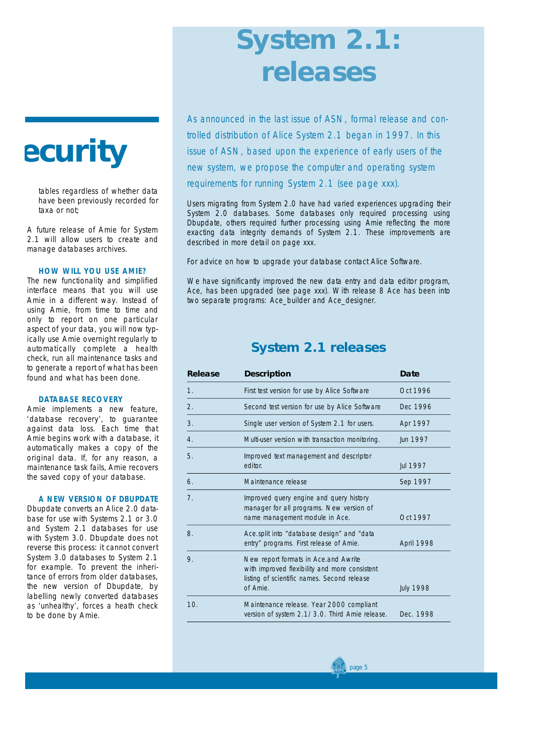## ecurity

tables regardless of whether data have been previously recorded for taxa or not;

A future release of Amie for System 2.1 will allow users to create and manage databases archives.

### HOW WILL YOU USE AMIE?

The new functionality and simplified interface means that you will use Amie in a different way. Instead of using Amie, from time to time and only to report on one particular aspect of your data, you will now typically use Amie overnight regularly to automatically complete a health check, run all maintenance tasks and to generate a report of what has been found and what has been done.

### DATABASE RECOVERY

Amie implements a new feature, 'database recovery', to guarantee against data loss. Each time that Amie begins work with a database, it automatically makes a copy of the original data. If, for any reason, a maintenance task fails, Amie recovers the saved copy of your database.

### A NEW VERSION OF DBUPDATE

Dbupdate converts an Alice 2.0 database for use with Systems 2.1 or 3.0 and System 2.1 databases for use with System 3.0. Dbupdate does not reverse this process: it cannot convert System 3.0 databases to System 2.1 for example. To prevent the inheritance of errors from older databases, the new version of Dbupdate, by labelling newly converted databases as 'unhealthy', forces a heath check to be done by Amie.

# System 2.1: releases

*As announced in the last issue of ASN, formal release and controlled distribution of Alice System 2.1 began in 1997. In this issue of ASN, based upon the experience of early users of the new system, we propose the computer and operating system requirements for running System 2.1 (see page xxx).*

Users migrating from System 2.0 have had varied experiences upgrading their System 2.0 databases. Some databases only required processing using Dbupdate, others required further processing using Amie reflecting the more exacting data integrity demands of System 2.1. These improvements are described in more detail on page xxx.

For advice on how to upgrade your database contact Alice Software.

We have significantly improved the new data entry and data editor program, Ace, has been upgraded (see page xxx). With release 8 Ace has been into two separate programs: Ace_builder and Ace_designer.

## System 2.1 releases

| Release | Description | Date |
|---|---|---|
| 1. | First test version for use by Alice Software | Oct 1996 |
| 2. | Second test version for use by Alice Software | Dec 1996 |
| 3. | Single user version of System 2.1 for users. | Apr 1997 |
| 4. | Multi-user version with transaction monitoring. | Jun 1997 |
| 5. | Improved text management and descriptor editor. | Jul 1997 |
| 6. | Maintenance release | Sep 1997 |
| 7. | Improved query engine and query history manager for all programs. New version of name management module in Ace. | Oct 1997 |
| 8. | Ace.split into "database design" and "data entry" programs. First release of Amie. | April 1998 |
| 9. | New report formats in Ace.and Awrite with improved flexibility and more consistent listing of scientific names. Second release of Amie. | July 1998 |
| 10. | Maintenance release. Year 2000 compliant version of system 2.1/3.0. Third Amie release. | Dec. 1998 |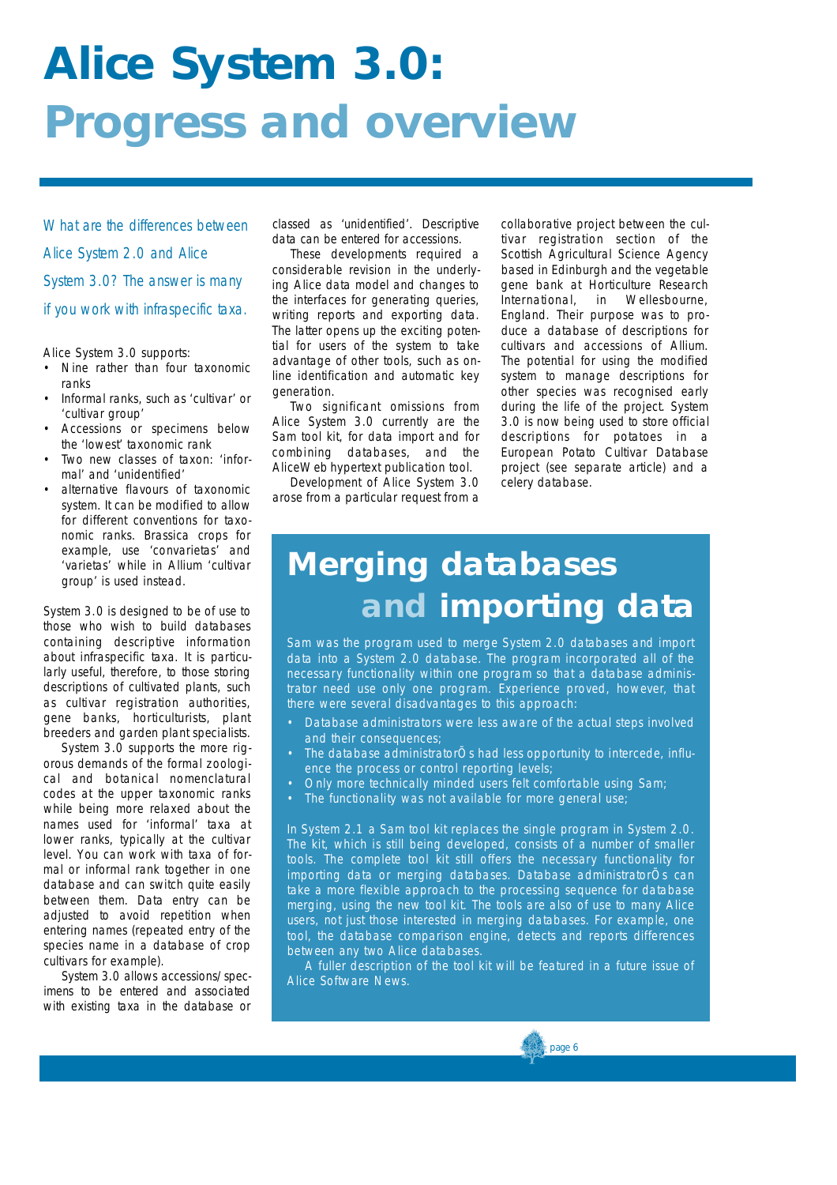# Alice System 3.0: Progress and overview

*What are the differences between Alice System 2.0 and Alice System 3.0? The answer is many if you work with infraspecific taxa.*

Alice System 3.0 supports:

- Nine rather than four taxonomic ranks
- Informal ranks, such as 'cultivar' or 'cultivar group'
- Accessions or specimens below the 'lowest' taxonomic rank
- Two new classes of taxon: 'informal' and 'unidentified'
- alternative flavours of taxonomic system. It can be modified to allow for different conventions for taxonomic ranks. Brassica crops for example, use 'convarietas' and 'varietas' while in Allium 'cultivar group' is used instead.

System 3.0 is designed to be of use to those who wish to build databases containing descriptive information about infraspecific taxa. It is particularly useful, therefore, to those storing descriptions of cultivated plants, such as cultivar registration authorities, gene banks, horticulturists, plant breeders and garden plant specialists.

System 3.0 supports the more rigorous demands of the formal zoological and botanical nomenclatural codes at the upper taxonomic ranks while being more relaxed about the names used for 'informal' taxa at lower ranks, typically at the cultivar level. You can work with taxa of formal or informal rank together in one database and can switch quite easily between them. Data entry can be adjusted to avoid repetition when entering names (repeated entry of the species name in a database of crop cultivars for example).

System 3.0 allows accessions/specimens to be entered and associated with existing taxa in the database or classed as 'unidentified'. Descriptive data can be entered for accessions.

These developments required a considerable revision in the underlying Alice data model and changes to the interfaces for generating queries, writing reports and exporting data. The latter opens up the exciting potential for users of the system to take advantage of other tools, such as online identification and automatic key generation.

Two significant omissions from Alice System 3.0 currently are the Sam tool kit, for data import and for combining databases, and the AliceWeb hypertext publication tool.

Development of Alice System 3.0 arose from a particular request from a collaborative project between the cultivar registration section of the Scottish Agricultural Science Agency based in Edinburgh and the vegetable gene bank at Horticulture Research International, in Wellesbourne, England. Their purpose was to produce a database of descriptions for cultivars and accessions of Allium. The potential for using the modified system to manage descriptions for other species was recognised early during the life of the project. System 3.0 is now being used to store official descriptions for potatoes in a European Potato Cultivar Database project (see separate article) and a celery database.

## Merging databases and importing data

Sam was the program used to merge System 2.0 databases and import data into a System 2.0 database. The program incorporated all of the necessary functionality within one program so that a database administrator need use only one program. Experience proved, however, that there were several disadvantages to this approach:

- Database administrators were less aware of the actual steps involved and their consequences;
- The database administratorÕs had less opportunity to intercede, influence the process or control reporting levels;
- Only more technically minded users felt comfortable using Sam;
- The functionality was not available for more general use;

In System 2.1 a Sam tool kit replaces the single program in System 2.0. The kit, which is still being developed, consists of a number of smaller tools. The complete tool kit still offers the necessary functionality for importing data or merging databases. Database administratorÕs can take a more flexible approach to the processing sequence for database merging, using the new tool kit. The tools are also of use to many Alice users, not just those interested in merging databases. For example, one tool, the database comparison engine, detects and reports differences between any two Alice databases.

A fuller description of the tool kit will be featured in a future issue of Alice Software News.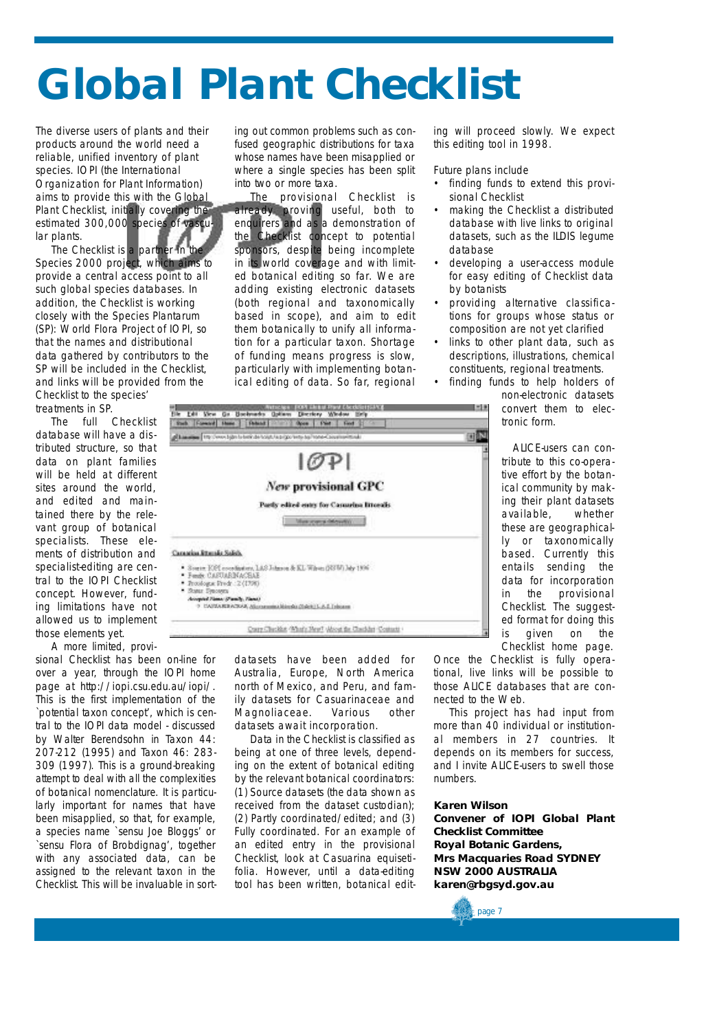# Global Plant Checklist

The diverse users of plants and their products around the world need a reliable, unified inventory of plant species. IOPI (the International Organization for Plant Information) aims to provide this with the Global Plant Checklist, initially covering the estimated 300,000 species of vascular plants.

The Checklist is a partner in the Species 2000 project, which aims to provide a central access point to all such global species databases. In addition, the Checklist is working closely with the Species Plantarum (SP): World Flora Project of IOPI, so that the names and distributional data gathered by contributors to the SP will be included in the Checklist, and links will be provided from the Checklist to the species' treatments in SP.

The full Checklist database will have a distributed structure, so that data on plant families will be held at different sites around the world, and edited and maintained there by the relevant group of botanical specialists. These elements of distribution and specialist-editing are central to the IOPI Checklist concept. However, funding limitations have not allowed us to implement those elements yet.

A more limited, provisional Checklist has been on-line for over a year, through the IOPI home page at http://iopi.csu.edu.au/iopi/. This is the first implementation of the 'potential taxon concept', which is central to the IOPI data model - discussed by Walter Berendsohn in Taxon 44: 207-212 (1995) and Taxon 46: 283-309 (1997). This is a ground-breaking attempt to deal with all the complexities of botanical nomenclature. It is particularly important for names that have been misapplied, so that, for example, a species name 'sensu Joe Bloggs' or 'sensu Flora of Brobdignag', together with any associated data, can be assigned to the relevant taxon in the Checklist. This will be invaluable in sorting out common problems such as confused geographic distributions for taxa whose names have been misapplied or where a single species has been split into two or more taxa.

The provisional Checklist is already proving useful, both to enquirers and as a demonstration of the Checklist concept to potential sponsors, despite being incomplete in its world coverage and with limited botanical editing so far. We are adding existing electronic datasets (both regional and taxonomically based in scope), and aim to edit them botanically to unify all information for a particular taxon. Shortage of funding means progress is slow, particularly with implementing botanical editing of data. So far, regional datasets have been added for Australia, Europe, North America north of Mexico, and Peru, and family datasets for Casuarinaceae and Magnoliaceae. Various other datasets await incorporation.

Data in the Checklist is classified as being at one of three levels, depending on the extent of botanical editing by the relevant botanical coordinators: (1) Source datasets (the data shown as received from the dataset custodian); (2) Partly coordinated/edited; and (3) Fully coordinated. For an example of an edited entry in the provisional Checklist, look at Casuarina equisetifolia. However, until a data-editing tool has been written, botanical editing will proceed slowly. We expect this editing tool in 1998.

Future plans include

- finding funds to extend this provisional Checklist
- making the Checklist a distributed database with live links to original datasets, such as the ILDIS legume database
- developing a user-access module for easy editing of Checklist data by botanists
- providing alternative classifications for groups whose status or composition are not yet clarified
- links to other plant data, such as descriptions, illustrations, chemical constituents, regional treatments.
- finding funds to help holders of non-electronic datasets convert them to electronic form.

ALICE-users can contribute to this co-operative effort by the botanical community by making their plant datasets available, whether these are geographically or taxonomically based. Currently this entails sending the data for incorporation in the provisional Checklist. The suggested format for doing this is given on the Checklist home page. Once the Checklist is fully operational, live links will be possible to those ALICE databases that are connected to the Web.

This project has had input from more than 40 individual or institutional members in 27 countries. It depends on its members for success, and I invite ALICE-users to swell those numbers.

**Karen Wilson**
**Convener of IOPI Global Plant Checklist Committee**
**Royal Botanic Gardens,**
**Mrs Macquaries Road SYDNEY**
**NSW 2000 AUSTRALIA**
**karen@rbgsyd.gov.au**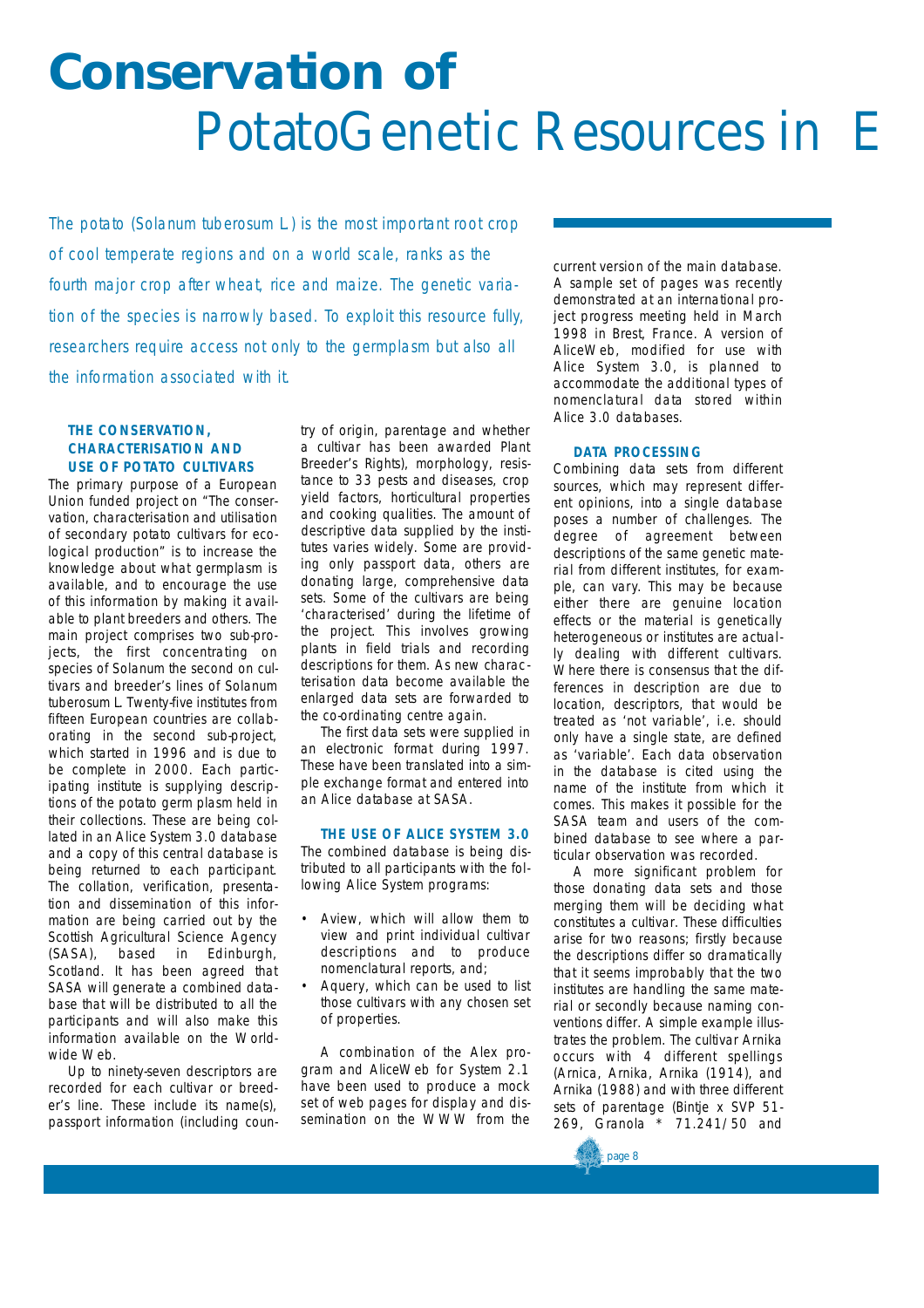# Conservation of PotatoGenetic Resources in E

*The potato (Solanum tuberosum L.) is the most important root crop of cool temperate regions and on a world scale, ranks as the fourth major crop after wheat, rice and maize. The genetic variation of the species is narrowly based. To exploit this resource fully, researchers require access not only to the germplasm but also all the information associated with it.*

### THE CONSERVATION, CHARACTERISATION AND USE OF POTATO CULTIVARS

The primary purpose of a European Union funded project on "The conservation, characterisation and utilisation of secondary potato cultivars for ecological production" is to increase the knowledge about what germplasm is available, and to encourage the use of this information by making it available to plant breeders and others. The main project comprises two sub-projects, the first concentrating on species of Solanum the second on cultivars and breeder's lines of Solanum tuberosum L. Twenty-five institutes from fifteen European countries are collaborating in the second sub-project, which started in 1996 and is due to be complete in 2000. Each participating institute is supplying descriptions of the potato germ plasm held in their collections. These are being collated in an Alice System 3.0 database and a copy of this central database is being returned to each participant. The collation, verification, presentation and dissemination of this information are being carried out by the Scottish Agricultural Science Agency (SASA), based in Edinburgh, Scotland. It has been agreed that SASA will generate a combined database that will be distributed to all the participants and will also make this information available on the World-wide Web.

Up to ninety-seven descriptors are recorded for each cultivar or breeder's line. These include its name(s), passport information (including country of origin, parentage and whether a cultivar has been awarded Plant Breeder's Rights), morphology, resistance to 33 pests and diseases, crop yield factors, horticultural properties and cooking qualities. The amount of descriptive data supplied by the institutes varies widely. Some are providing only passport data, others are donating large, comprehensive data sets. Some of the cultivars are being 'characterised' during the lifetime of the project. This involves growing plants in field trials and recording descriptions for them. As new characterisation data become available the enlarged data sets are forwarded to the co-ordinating centre again.

The first data sets were supplied in an electronic format during 1997. These have been translated into a simple exchange format and entered into an Alice database at SASA.

### THE USE OF ALICE SYSTEM 3.0

The combined database is being distributed to all participants with the following Alice System programs:

- Aview, which will allow them to view and print individual cultivar descriptions and to produce nomenclatural reports, and;
- Aquery, which can be used to list those cultivars with any chosen set of properties.

A combination of the Alex program and AliceWeb for System 2.1 have been used to produce a mock set of web pages for display and dissemination on the WWW from the current version of the main database. A sample set of pages was recently demonstrated at an international project progress meeting held in March 1998 in Brest, France. A version of AliceWeb, modified for use with Alice System 3.0, is planned to accommodate the additional types of nomenclatural data stored within Alice 3.0 databases.

### DATA PROCESSING

Combining data sets from different sources, which may represent different opinions, into a single database poses a number of challenges. The degree of agreement between descriptions of the same genetic material from different institutes, for example, can vary. This may be because either there are genuine location effects or the material is genetically heterogeneous or institutes are actually dealing with different cultivars. Where there is consensus that the differences in description are due to location, descriptors, that would be treated as 'not variable', i.e. should only have a single state, are defined as 'variable'. Each data observation in the database is cited using the name of the institute from which it comes. This makes it possible for the SASA team and users of the combined database to see where a particular observation was recorded.

A more significant problem for those donating data sets and those merging them will be deciding what constitutes a cultivar. These difficulties arise for two reasons; firstly because the descriptions differ so dramatically that it seems improbably that the two institutes are handling the same material or secondly because naming conventions differ. A simple example illustrates the problem. The cultivar Arnika occurs with 4 different spellings (Arnica, Arnika, Arnika (1914), and Arnika (1988) and with three different sets of parentage (Bintje x SVP 51-269, Granola * 71.241/50 and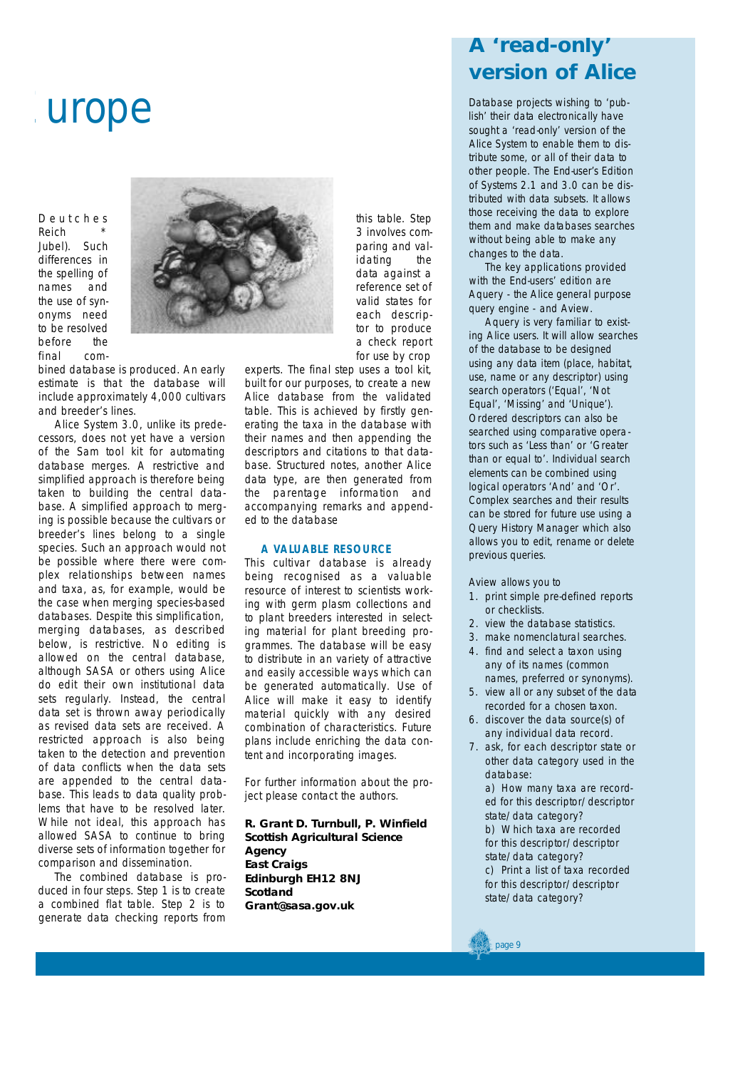# urope

Deutches Reich * Jubel). Such differences in the spelling of names and the use of synonyms need to be resolved before the final combined database is produced. An early estimate is that the database will include approximately 4,000 cultivars and breeder's lines.

Alice System 3.0, unlike its predecessors, does not yet have a version of the Sam tool kit for automating database merges. A restrictive and simplified approach is therefore being taken to building the central database. A simplified approach to merging is possible because the cultivars or breeder's lines belong to a single species. Such an approach would not be possible where there were complex relationships between names and taxa, as, for example, would be the case when merging species-based databases. Despite this simplification, merging databases, as described below, is restrictive. No editing is allowed on the central database, although SASA or others using Alice do edit their own institutional data sets regularly. Instead, the central data set is thrown away periodically as revised data sets are received. A restricted approach is also being taken to the detection and prevention of data conflicts when the data sets are appended to the central database. This leads to data quality problems that have to be resolved later. While not ideal, this approach has allowed SASA to continue to bring diverse sets of information together for comparison and dissemination.

The combined database is produced in four steps. Step 1 is to create a combined flat table. Step 2 is to generate data checking reports from this table. Step 3 involves comparing and validating the data against a reference set of valid states for each descriptor to produce a check report for use by crop experts. The final step uses a tool kit, built for our purposes, to create a new Alice database from the validated table. This is achieved by firstly generating the taxa in the database with their names and then appending the descriptors and citations to that database. Structured notes, another Alice data type, are then generated from the parentage information and accompanying remarks and appended to the database

### A VALUABLE RESOURCE

This cultivar database is already being recognised as a valuable resource of interest to scientists working with germ plasm collections and to plant breeders interested in selecting material for plant breeding programmes. The database will be easy to distribute in an variety of attractive and easily accessible ways which can be generated automatically. Use of Alice will make it easy to identify material quickly with any desired combination of characteristics. Future plans include enriching the data content and incorporating images.

For further information about the project please contact the authors.

**R. Grant D. Turnbull, P. Winfield**
**Scottish Agricultural Science Agency**
**East Craigs**
**Edinburgh EH12 8NJ**
**Scotland**
**Grant@sasa.gov.uk**

## A 'read-only' version of Alice

Database projects wishing to 'publish' their data electronically have sought a 'read-only' version of the Alice System to enable them to distribute some, or all of their data to other people. The End-user's Edition of Systems 2.1 and 3.0 can be distributed with data subsets. It allows those receiving the data to explore them and make databases searches without being able to make any changes to the data.

The key applications provided with the End-users' edition are Aquery - the Alice general purpose query engine - and Aview.

Aquery is very familiar to existing Alice users. It will allow searches of the database to be designed using any data item (place, habitat, use, name or any descriptor) using search operators ('Equal', 'Not Equal', 'Missing' and 'Unique'). Ordered descriptors can also be searched using comparative operators such as 'Less than' or 'Greater than or equal to'. Individual search elements can be combined using logical operators 'And' and 'Or'. Complex searches and their results can be stored for future use using a Query History Manager which also allows you to edit, rename or delete previous queries.

Aview allows you to

1. print simple pre-defined reports or checklists.
2. view the database statistics.
3. make nomenclatural searches.
4. find and select a taxon using any of its names (common names, preferred or synonyms).
5. view all or any subset of the data recorded for a chosen taxon.
6. discover the data source(s) of any individual data record.
7. ask, for each descriptor state or other data category used in the database:
   a) How many taxa are recorded for this descriptor/descriptor state/data category?
   b) Which taxa are recorded for this descriptor/descriptor state/data category?
   c) Print a list of taxa recorded for this descriptor/descriptor state/data category?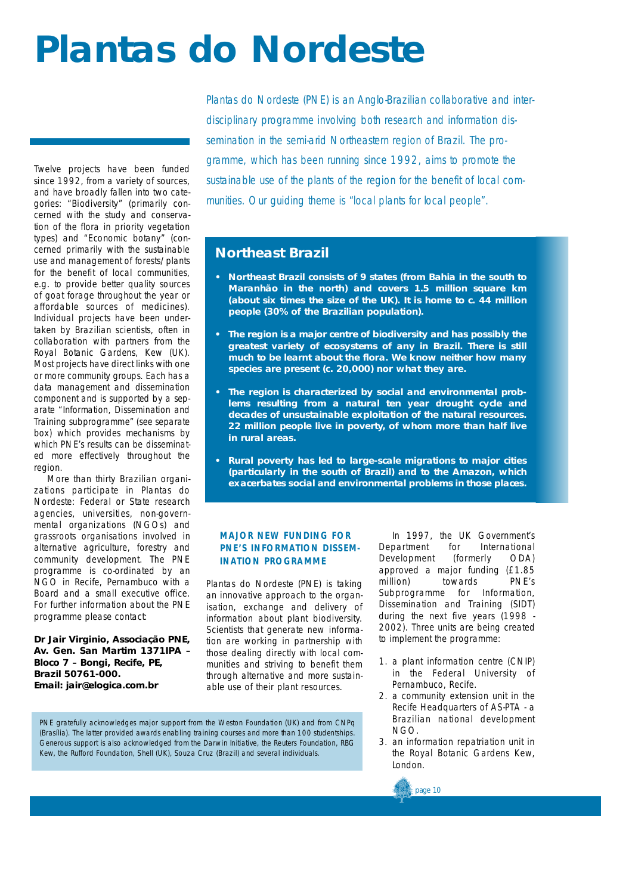# Plantas do Nordeste

*Plantas do Nordeste (PNE) is an Anglo-Brazilian collaborative and interdisciplinary programme involving both research and information dissemination in the semi-arid Northeastern region of Brazil. The programme, which has been running since 1992, aims to promote the sustainable use of the plants of the region for the benefit of local communities. Our guiding theme is "local plants for local people".*

Twelve projects have been funded since 1992, from a variety of sources, and have broadly fallen into two categories: "Biodiversity" (primarily concerned with the study and conservation of the flora in priority vegetation types) and "Economic botany" (concerned primarily with the sustainable use and management of forests/plants for the benefit of local communities, e.g. to provide better quality sources of goat forage throughout the year or affordable sources of medicines). Individual projects have been undertaken by Brazilian scientists, often in collaboration with partners from the Royal Botanic Gardens, Kew (UK). Most projects have direct links with one or more community groups. Each has a data management and dissemination component and is supported by a separate "Information, Dissemination and Training subprogramme" (see separate box) which provides mechanisms by which PNE's results can be disseminated more effectively throughout the region.

More than thirty Brazilian organizations participate in Plantas do Nordeste: Federal or State research agencies, universities, non-governmental organizations (NGOs) and grassroots organisations involved in alternative agriculture, forestry and community development. The PNE programme is co-ordinated by an NGO in Recife, Pernambuco with a Board and a small executive office. For further information about the PNE programme please contact:

**Dr Jair Virginio, Associação PNE, Av. Gen. San Martim 1371IPA – Bloco 7 – Bongi, Recife, PE, Brazil 50761-000. Email: jair@elogica.com.br**

## Northeast Brazil

- **Northeast Brazil consists of 9 states (from Bahia in the south to Maranhão in the north) and covers 1.5 million square km (about six times the size of the UK). It is home to c. 44 million people (30% of the Brazilian population).**
- **The region is a major centre of biodiversity and has possibly the greatest variety of ecosystems of any in Brazil. There is still much to be learnt about the flora. We know neither how many species are present (c. 20,000) nor what they are.**
- **The region is characterized by social and environmental problems resulting from a natural ten year drought cycle and decades of unsustainable exploitation of the natural resources. 22 million people live in poverty, of whom more than half live in rural areas.**
- **Rural poverty has led to large-scale migrations to major cities (particularly in the south of Brazil) and to the Amazon, which exacerbates social and environmental problems in those places.**

### MAJOR NEW FUNDING FOR PNE'S INFORMATION DISSEMINATION PROGRAMME

Plantas do Nordeste (PNE) is taking an innovative approach to the organisation, exchange and delivery of information about plant biodiversity. Scientists that generate new information are working in partnership with those dealing directly with local communities and striving to benefit them through alternative and more sustainable use of their plant resources.

In 1997, the UK Government's Department for International Development (formerly ODA) approved a major funding (£1.85 million) towards PNE's Subprogramme for Information, Dissemination and Training (SIDT) during the next five years (1998 - 2002). Three units are being created to implement the programme:

1. a plant information centre (CNIP) in the Federal University of Pernambuco, Recife.
2. a community extension unit in the Recife Headquarters of AS-PTA - a Brazilian national development NGO.
3. an information repatriation unit in the Royal Botanic Gardens Kew, London.

PNE gratefully acknowledges major support from the Weston Foundation (UK) and from CNPq (Brasília). The latter provided awards enabling training courses and more than 100 studentships. Generous support is also acknowledged from the Darwin Initiative, the Reuters Foundation, RBG Kew, the Rufford Foundation, Shell (UK), Souza Cruz (Brazil) and several individuals.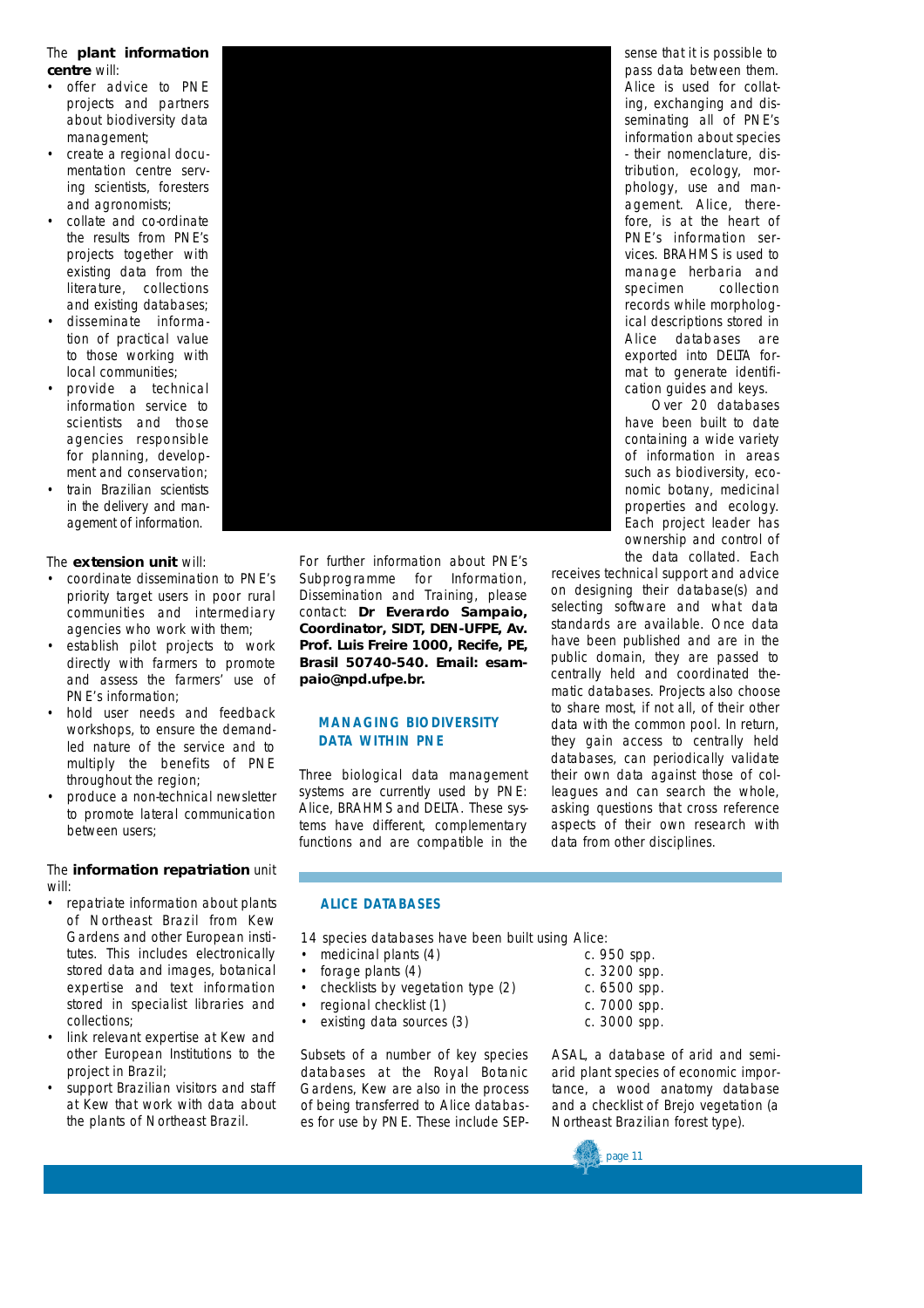The **plant information centre** will:

- offer advice to PNE projects and partners about biodiversity data management;
- create a regional documentation centre serving scientists, foresters and agronomists;
- collate and co-ordinate the results from PNE's projects together with existing data from the literature, collections and existing databases;
- disseminate information of practical value to those working with local communities;
- provide a technical information service to scientists and those agencies responsible for planning, development and conservation;
- train Brazilian scientists in the delivery and management of information.

The **extension unit** will:

- coordinate dissemination to PNE's priority target users in poor rural communities and intermediary agencies who work with them;
- establish pilot projects to work directly with farmers to promote and assess the farmers' use of PNE's information;
- hold user needs and feedback workshops, to ensure the demand-led nature of the service and to multiply the benefits of PNE throughout the region;
- produce a non-technical newsletter to promote lateral communication between users;

The **information repatriation** unit will:

- repatriate information about plants of Northeast Brazil from Kew Gardens and other European institutes. This includes electronically stored data and images, botanical expertise and text information stored in specialist libraries and collections;
- link relevant expertise at Kew and other European Institutions to the project in Brazil;
- support Brazilian visitors and staff at Kew that work with data about the plants of Northeast Brazil.

For further information about PNE's Subprogramme for Information, Dissemination and Training, please contact: **Dr Everardo Sampaio, Coordinator, SIDT, DEN-UFPE, Av. Prof. Luis Freire 1000, Recife, PE, Brasil 50740-540. Email: esampaio@npd.ufpe.br.**

## MANAGING BIODIVERSITY DATA WITHIN PNE

Three biological data management systems are currently used by PNE: Alice, BRAHMS and DELTA. These systems have different, complementary functions and are compatible in the sense that it is possible to pass data between them. Alice is used for collating, exchanging and disseminating all of PNE's information about species - their nomenclature, distribution, ecology, morphology, use and management. Alice, therefore, is at the heart of PNE's information services. BRAHMS is used to manage herbaria and specimen collection records while morphological descriptions stored in Alice databases are exported into DELTA format to generate identification guides and keys.

Over 20 databases have been built to date containing a wide variety of information in areas such as biodiversity, economic botany, medicinal properties and ecology. Each project leader has ownership and control of the data collated. Each receives technical support and advice on designing their database(s) and selecting software and what data standards are available. Once data have been published and are in the public domain, they are passed to centrally held and coordinated thematic databases. Projects also choose to share most, if not all, of their other data with the common pool. In return, they gain access to centrally held databases, can periodically validate their own data against those of colleagues and can search the whole, asking questions that cross reference aspects of their own research with data from other disciplines.

## ALICE DATABASES

14 species databases have been built using Alice:

| | |
|---|---|
| • medicinal plants (4) | c. 950 spp. |
| • forage plants (4) | c. 3200 spp. |
| • checklists by vegetation type (2) | c. 6500 spp. |
| • regional checklist (1) | c. 7000 spp. |
| • existing data sources (3) | c. 3000 spp. |

Subsets of a number of key species databases at the Royal Botanic Gardens, Kew are also in the process of being transferred to Alice databases for use by PNE. These include SEPASAL, a database of arid and semi-arid plant species of economic importance, a wood anatomy database and a checklist of Brejo vegetation (a Northeast Brazilian forest type).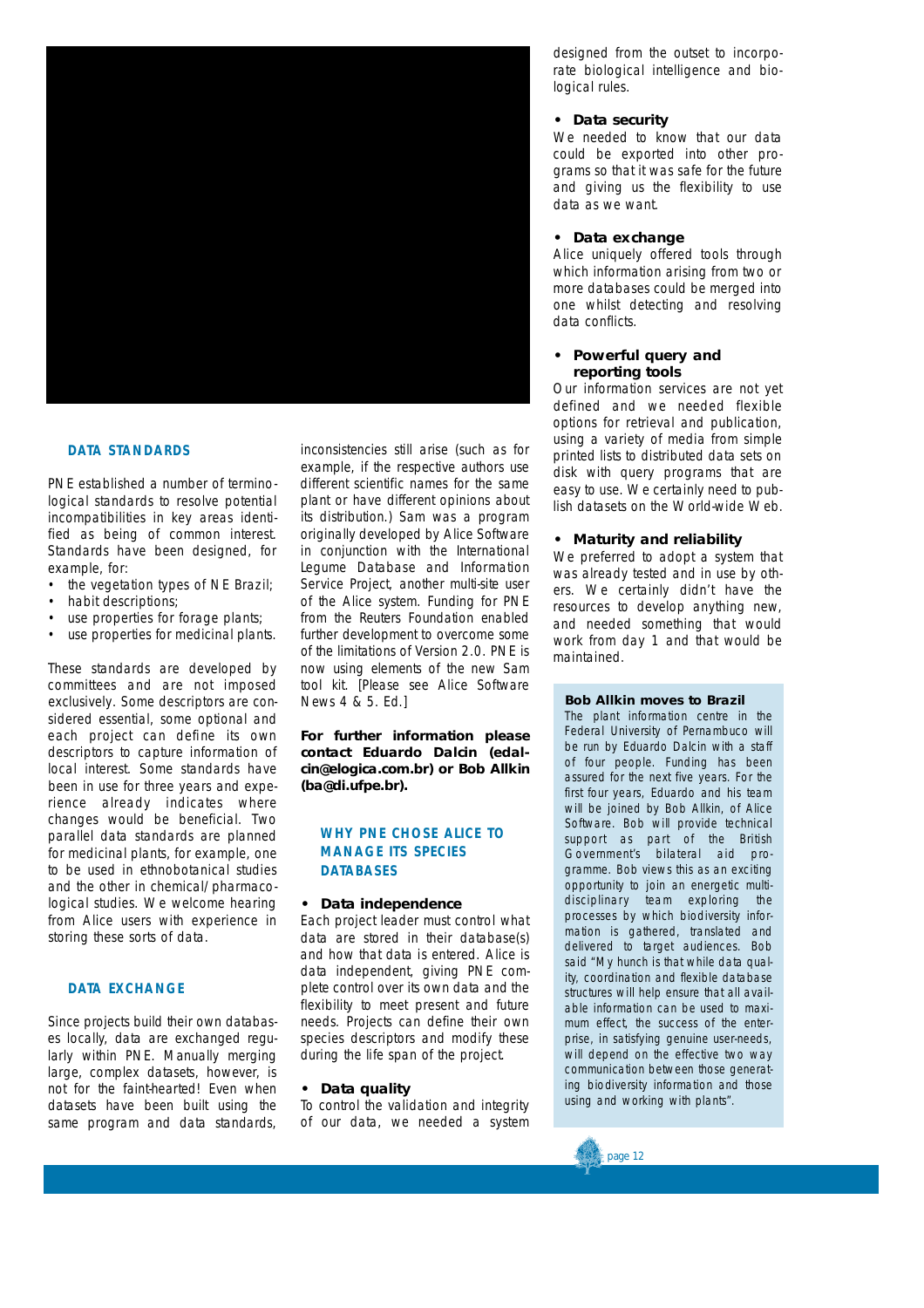## DATA STANDARDS

PNE established a number of terminological standards to resolve potential incompatibilities in key areas identified as being of common interest. Standards have been designed, for example, for:

- the vegetation types of NE Brazil;
- habit descriptions;
- use properties for forage plants;
- use properties for medicinal plants.

These standards are developed by committees and are not imposed exclusively. Some descriptors are considered essential, some optional and each project can define its own descriptors to capture information of local interest. Some standards have been in use for three years and experience already indicates where changes would be beneficial. Two parallel data standards are planned for medicinal plants, for example, one to be used in ethnobotanical studies and the other in chemical/pharmacological studies. We welcome hearing from Alice users with experience in storing these sorts of data.

## DATA EXCHANGE

Since projects build their own databases locally, data are exchanged regularly within PNE. Manually merging large, complex datasets, however, is not for the faint-hearted! Even when datasets have been built using the same program and data standards, inconsistencies still arise (such as for example, if the respective authors use different scientific names for the same plant or have different opinions about its distribution.) Sam was a program originally developed by Alice Software in conjunction with the International Legume Database and Information Service Project, another multi-site user of the Alice system. Funding for PNE from the Reuters Foundation enabled further development to overcome some of the limitations of Version 2.0. PNE is now using elements of the new Sam tool kit. [Please see Alice Software News 4 & 5. Ed.]

**For further information please contact Eduardo Dalcin (edalcin@elogica.com.br) or Bob Allkin (ba@di.ufpe.br).**

## WHY PNE CHOSE ALICE TO MANAGE ITS SPECIES DATABASES

- **Data independence**

Each project leader must control what data are stored in their database(s) and how that data is entered. Alice is data independent, giving PNE complete control over its own data and the flexibility to meet present and future needs. Projects can define their own species descriptors and modify these during the life span of the project.

- **Data quality**

To control the validation and integrity of our data, we needed a system designed from the outset to incorporate biological intelligence and biological rules.

- **Data security**

We needed to know that our data could be exported into other programs so that it was safe for the future and giving us the flexibility to use data as we want.

- **Data exchange**

Alice uniquely offered tools through which information arising from two or more databases could be merged into one whilst detecting and resolving data conflicts.

- **Powerful query and reporting tools**

Our information services are not yet defined and we needed flexible options for retrieval and publication, using a variety of media from simple printed lists to distributed data sets on disk with query programs that are easy to use. We certainly need to publish datasets on the World-wide Web.

- **Maturity and reliability**

We preferred to adopt a system that was already tested and in use by others. We certainly didn't have the resources to develop anything new, and needed something that would work from day 1 and that would be maintained.

### Bob Allkin moves to Brazil

The plant information centre in the Federal University of Pernambuco will be run by Eduardo Dalcin with a staff of four people. Funding has been assured for the next five years. For the first four years, Eduardo and his team will be joined by Bob Allkin, of Alice Software. Bob will provide technical support as part of the British Government's bilateral aid programme. Bob views this as an exciting opportunity to join an energetic multidisciplinary team exploring the processes by which biodiversity information is gathered, translated and delivered to target audiences. Bob said "My hunch is that while data quality, coordination and flexible database structures will help ensure that all available information can be used to maximum effect, the success of the enterprise, in satisfying genuine user-needs, will depend on the effective two way communication between those generating biodiversity information and those using and working with plants".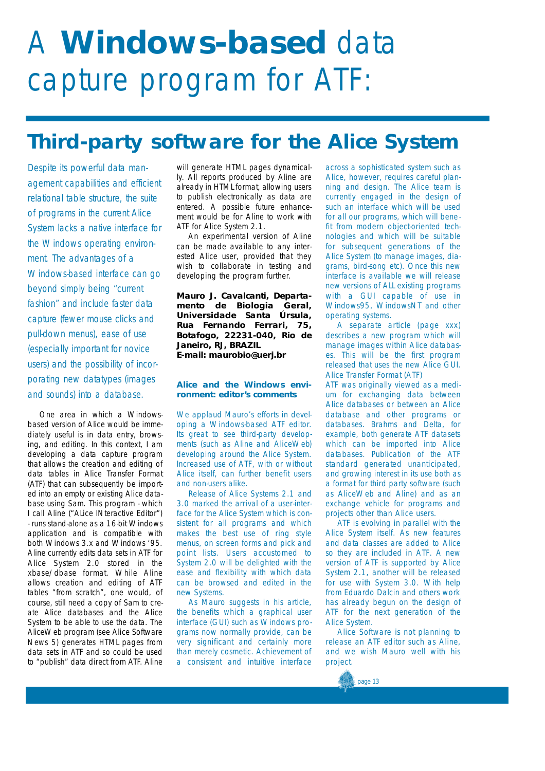# A **Windows-based** data capture program for ATF:

## Third-party software for the Alice System

*Despite its powerful data management capabilities and efficient relational table structure, the suite of programs in the current Alice System lacks a native interface for the Windows operating environment. The advantages of a Windows-based interface can go beyond simply being "current fashion" and include faster data capture (fewer mouse clicks and pull-down menus), ease of use (especially important for novice users) and the possibility of incorporating new datatypes (images and sounds) into a database.*

One area in which a Windows-based version of Alice would be immediately useful is in data entry, browsing, and editing. In this context, I am developing a data capture program that allows the creation and editing of data tables in Alice Transfer Format (ATF) that can subsequently be imported into an empty or existing Alice database using Sam. This program - which I call Aline ("ALice INteractive Editor") - runs stand-alone as a 16-bit Windows application and is compatible with both Windows 3.x and Windows '95. Aline currently edits data sets in ATF for Alice System 2.0 stored in the xbase/dbase format. While Aline allows creation and editing of ATF tables "from scratch", one would, of course, still need a copy of Sam to create Alice databases and the Alice System to be able to use the data. The AliceWeb program (see Alice Software News 5) generates HTML pages from data sets in ATF and so could be used to "publish" data direct from ATF. Aline will generate HTML pages dynamically. All reports produced by Aline are already in HTML format, allowing users to publish electronically as data are entered. A possible future enhancement would be for Aline to work with ATF for Alice System 2.1.

An experimental version of Aline can be made available to any interested Alice user, provided that they wish to collaborate in testing and developing the program further.

**Mauro J. Cavalcanti, Departamento de Biologia Geral, Universidade Santa Úrsula, Rua Fernando Ferrari, 75, Botafogo, 22231-040, Rio de Janeiro, RJ, BRAZIL**
**E-mail: maurobio@uerj.br**

### Alice and the Windows environment: editor's comments

We applaud Mauro's efforts in developing a Windows-based ATF editor. Its great to see third-party developments (such as Aline and AliceWeb) developing around the Alice System. Increased use of ATF, with or without Alice itself, can further benefit users and non-users alike.

Release of Alice Systems 2.1 and 3.0 marked the arrival of a user-interface for the Alice System which is consistent for all programs and which makes the best use of ring style menus, on screen forms and pick and point lists. Users accustomed to System 2.0 will be delighted with the ease and flexibility with which data can be browsed and edited in the new Systems.

As Mauro suggests in his article, the benefits which a graphical user interface (GUI) such as Windows programs now normally provide, can be very significant and certainly more than merely cosmetic. Achievement of a consistent and intuitive interface across a sophisticated system such as Alice, however, requires careful planning and design. The Alice team is currently engaged in the design of such an interface which will be used for all our programs, which will benefit from modern object-oriented technologies and which will be suitable for subsequent generations of the Alice System (to manage images, diagrams, bird-song etc). Once this new interface is available we will release new versions of ALL existing programs with a GUI capable of use in Windows95, WindowsNT and other operating systems.

A separate article (page xxx) describes a new program which will manage images within Alice databases. This will be the first program released that uses the new Alice GUI.

Alice Transfer Format (ATF)

ATF was originally viewed as a medium for exchanging data between Alice databases or between an Alice database and other programs or databases. Brahms and Delta, for example, both generate ATF datasets which can be imported into Alice databases. Publication of the ATF standard generated unanticipated, and growing interest in its use both as a format for third party software (such as AliceWeb and Aline) and as an exchange vehicle for programs and projects other than Alice users.

ATF is evolving in parallel with the Alice System itself. As new features and data classes are added to Alice so they are included in ATF. A new version of ATF is supported by Alice System 2.1, another will be released for use with System 3.0. With help from Eduardo Dalcin and others work has already begun on the design of ATF for the next generation of the Alice System.

Alice Software is not planning to release an ATF editor such as Aline, and we wish Mauro well with his project.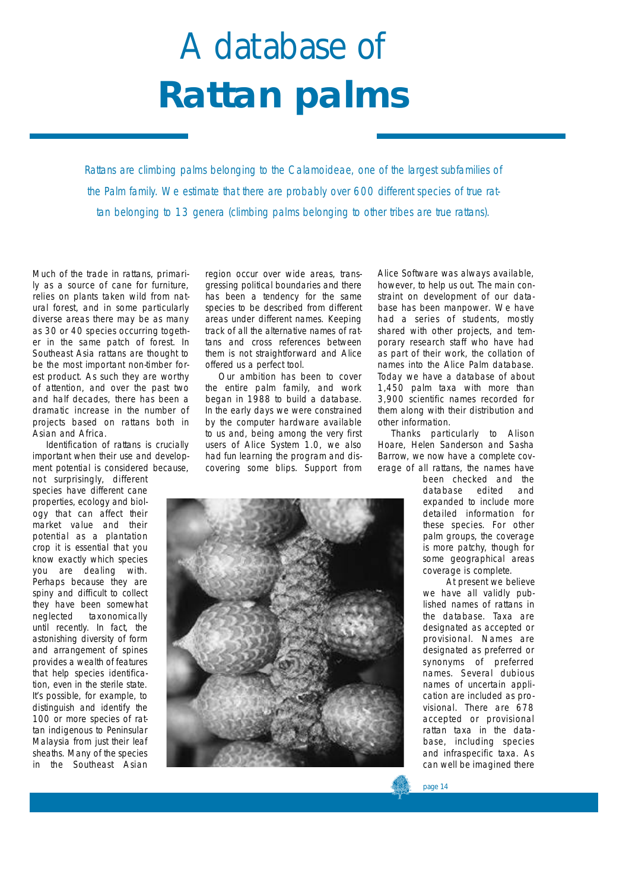# A database of **Rattan palms**

*Rattans are climbing palms belonging to the Calamoideae, one of the largest subfamilies of the Palm family. We estimate that there are probably over 600 different species of true rattan belonging to 13 genera (climbing palms belonging to other tribes are true rattans).*

Much of the trade in rattans, primarily as a source of cane for furniture, relies on plants taken wild from natural forest, and in some particularly diverse areas there may be as many as 30 or 40 species occurring together in the same patch of forest. In Southeast Asia rattans are thought to be the most important non-timber forest product. As such they are worthy of attention, and over the past two and half decades, there has been a dramatic increase in the number of projects based on rattans both in Asian and Africa.

Identification of rattans is crucially important when their use and development potential is considered because, not surprisingly, different species have different cane properties, ecology and biology that can affect their market value and their potential as a plantation crop it is essential that you know exactly which species you are dealing with. Perhaps because they are spiny and difficult to collect they have been somewhat neglected taxonomically until recently. In fact, the astonishing diversity of form and arrangement of spines provides a wealth of features that help species identification, even in the sterile state. It's possible, for example, to distinguish and identify the 100 or more species of rattan indigenous to Peninsular Malaysia from just their leaf sheaths. Many of the species in the Southeast Asian region occur over wide areas, transgressing political boundaries and there has been a tendency for the same species to be described from different areas under different names. Keeping track of all the alternative names of rattans and cross references between them is not straightforward and Alice offered us a perfect tool.

Our ambition has been to cover the entire palm family, and work began in 1988 to build a database. In the early days we were constrained by the computer hardware available to us and, being among the very first users of Alice System 1.0, we also had fun learning the program and discovering some blips. Support from Alice Software was always available, however, to help us out. The main constraint on development of our database has been manpower. We have had a series of students, mostly shared with other projects, and temporary research staff who have had as part of their work, the collation of names into the Alice Palm database. Today we have a database of about 1,450 palm taxa with more than 3,900 scientific names recorded for them along with their distribution and other information.

Thanks particularly to Alison Hoare, Helen Sanderson and Sasha Barrow, we now have a complete coverage of all rattans, the names have been checked and the database edited and expanded to include more detailed information for these species. For other palm groups, the coverage is more patchy, though for some geographical areas coverage is complete.

At present we believe we have all validly published names of rattans in the database. Taxa are designated as accepted or provisional. Names are designated as preferred or synonyms of preferred names. Several dubious names of uncertain application are included as provisional. There are 678 accepted or provisional rattan taxa in the database, including species and infraspecific taxa. As can well be imagined there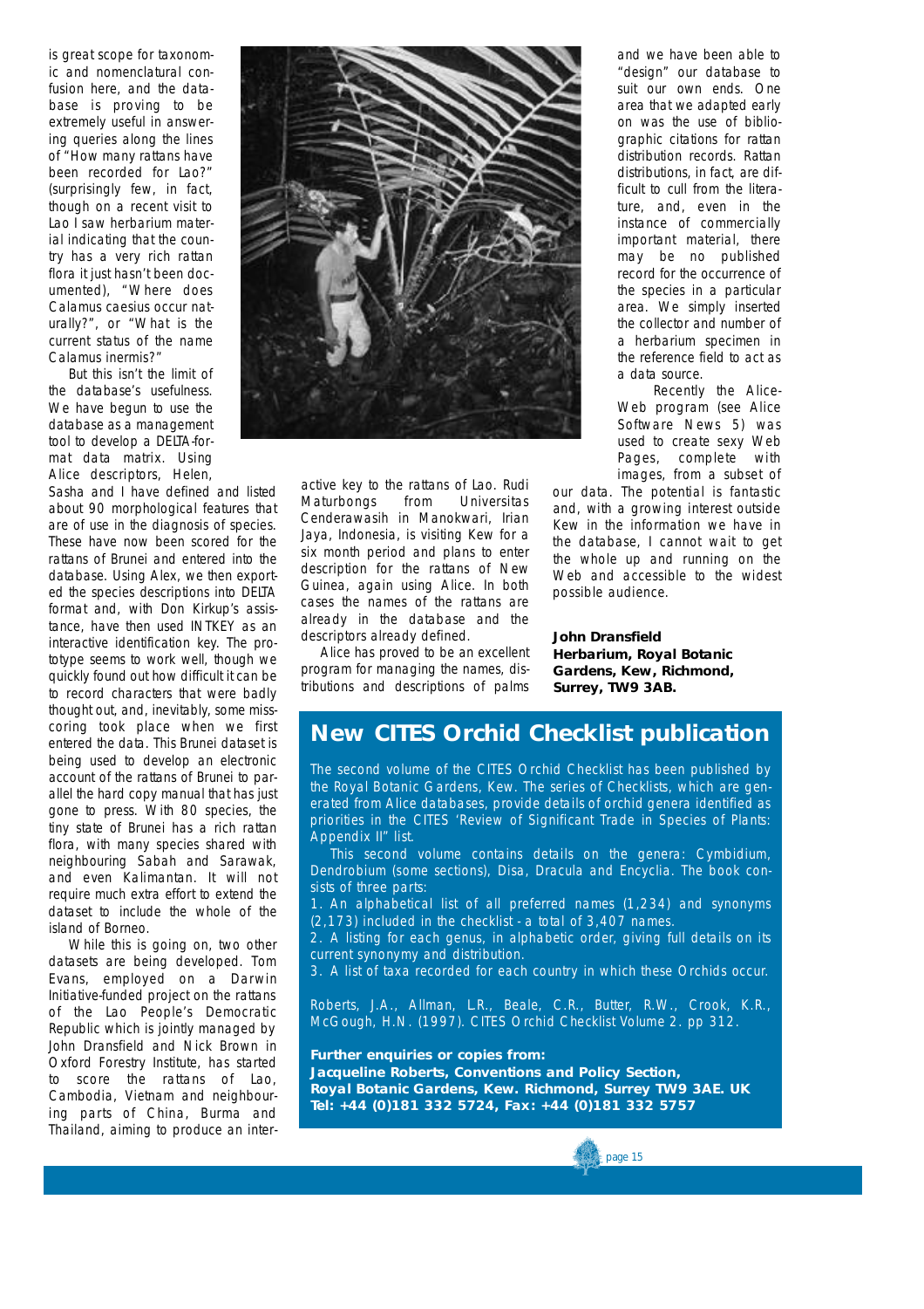is great scope for taxonomic and nomenclatural confusion here, and the database is proving to be extremely useful in answering queries along the lines of "How many rattans have been recorded for Lao?" (surprisingly few, in fact, though on a recent visit to Lao I saw herbarium material indicating that the country has a very rich rattan flora it just hasn't been documented), "Where does Calamus caesius occur naturally?", or "What is the current status of the name Calamus inermis?"

But this isn't the limit of the database's usefulness. We have begun to use the database as a management tool to develop a DELTA-format data matrix. Using Alice descriptors, Helen, Sasha and I have defined and listed about 90 morphological features that are of use in the diagnosis of species. These have now been scored for the rattans of Brunei and entered into the database. Using Alex, we then exported the species descriptions into DELTA format and, with Don Kirkup's assistance, have then used INTKEY as an interactive identification key. The prototype seems to work well, though we quickly found out how difficult it can be to record characters that were badly thought out, and, inevitably, some misscoring took place when we first entered the data. This Brunei dataset is being used to develop an electronic account of the rattans of Brunei to parallel the hard copy manual that has just gone to press. With 80 species, the tiny state of Brunei has a rich rattan flora, with many species shared with neighbouring Sabah and Sarawak, and even Kalimantan. It will not require much extra effort to extend the dataset to include the whole of the island of Borneo.

While this is going on, two other datasets are being developed. Tom Evans, employed on a Darwin Initiative-funded project on the rattans of the Lao People's Democratic Republic which is jointly managed by John Dransfield and Nick Brown in Oxford Forestry Institute, has started to score the rattans of Lao, Cambodia, Vietnam and neighbouring parts of China, Burma and Thailand, aiming to produce an interactive key to the rattans of Lao. Rudi Maturbongs from Universitas Cenderawasih in Manokwari, Irian Jaya, Indonesia, is visiting Kew for a six month period and plans to enter description for the rattans of New Guinea, again using Alice. In both cases the names of the rattans are already in the database and the descriptors already defined.

Alice has proved to be an excellent program for managing the names, distributions and descriptions of palms and we have been able to "design" our database to suit our own ends. One area that we adapted early on was the use of bibliographic citations for rattan distribution records. Rattan distributions, in fact, are difficult to cull from the literature, and, even in the instance of commercially important material, there may be no published record for the occurrence of the species in a particular area. We simply inserted the collector and number of a herbarium specimen in the reference field to act as a data source.

Recently the Alice-Web program (see Alice Software News 5) was used to create sexy Web Pages, complete with images, from a subset of our data. The potential is fantastic and, with a growing interest outside Kew in the information we have in the database, I cannot wait to get the whole up and running on the Web and accessible to the widest possible audience.

**John Dransfield**
**Herbarium, Royal Botanic Gardens, Kew, Richmond, Surrey, TW9 3AB.**

## New CITES Orchid Checklist publication

The second volume of the CITES Orchid Checklist has been published by the Royal Botanic Gardens, Kew. The series of Checklists, which are generated from Alice databases, provide details of orchid genera identified as priorities in the CITES 'Review of Significant Trade in Species of Plants: Appendix II" list.

This second volume contains details on the genera: Cymbidium, Dendrobium (some sections), Disa, Dracula and Encyclia. The book consists of three parts:

1. An alphabetical list of all preferred names (1,234) and synonyms (2,173) included in the checklist - a total of 3,407 names.
2. A listing for each genus, in alphabetic order, giving full details on its current synonymy and distribution.
3. A list of taxa recorded for each country in which these Orchids occur.

Roberts, J.A., Allman, L.R., Beale, C.R., Butter, R.W., Crook, K.R., McGough, H.N. (1997). CITES Orchid Checklist Volume 2. pp 312.

**Further enquiries or copies from:**
**Jacqueline Roberts, Conventions and Policy Section,**
**Royal Botanic Gardens, Kew. Richmond, Surrey TW9 3AE. UK**
**Tel: +44 (0)181 332 5724, Fax: +44 (0)181 332 5757**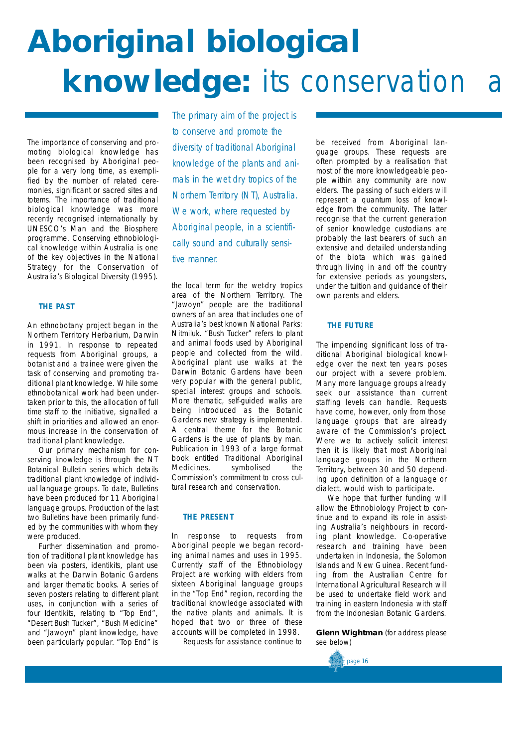# Aboriginal biological knowledge: its conservation a

*The primary aim of the project is to conserve and promote the diversity of traditional Aboriginal knowledge of the plants and animals in the wet dry tropics of the Northern Territory (NT), Australia. We work, where requested by Aboriginal people, in a scientifically sound and culturally sensitive manner.*

The importance of conserving and promoting biological knowledge has been recognised by Aboriginal people for a very long time, as exemplified by the number of related ceremonies, significant or sacred sites and totems. The importance of traditional biological knowledge was more recently recognised internationally by UNESCO's Man and the Biosphere programme. Conserving ethnobiological knowledge within Australia is one of the key objectives in the National Strategy for the Conservation of Australia's Biological Diversity (1995).

### THE PAST

An ethnobotany project began in the Northern Territory Herbarium, Darwin in 1991. In response to repeated requests from Aboriginal groups, a botanist and a trainee were given the task of conserving and promoting traditional plant knowledge. While some ethnobotanical work had been undertaken prior to this, the allocation of full time staff to the initiative, signalled a shift in priorities and allowed an enormous increase in the conservation of traditional plant knowledge.

Our primary mechanism for conserving knowledge is through the NT Botanical Bulletin series which details traditional plant knowledge of individual language groups. To date, Bulletins have been produced for 11 Aboriginal language groups. Production of the last two Bulletins have been primarily funded by the communities with whom they were produced.

Further dissemination and promotion of traditional plant knowledge has been via posters, identikits, plant use walks at the Darwin Botanic Gardens and larger thematic books. A series of seven posters relating to different plant uses, in conjunction with a series of four Identikits, relating to "Top End", "Desert Bush Tucker", "Bush Medicine" and "Jawoyn" plant knowledge, have been particularly popular. "Top End" is the local term for the wet-dry tropics area of the Northern Territory. The "Jawoyn" people are the traditional owners of an area that includes one of Australia's best known National Parks: Nitmiluk. "Bush Tucker" refers to plant and animal foods used by Aboriginal people and collected from the wild. Aboriginal plant use walks at the Darwin Botanic Gardens have been very popular with the general public, special interest groups and schools. More thematic, self-guided walks are being introduced as the Botanic Gardens new strategy is implemented. A central theme for the Botanic Gardens is the use of plants by man. Publication in 1993 of a large format book entitled Traditional Aboriginal Medicines, symbolised the Commission's commitment to cross cultural research and conservation.

### THE PRESENT

In response to requests from Aboriginal people we began recording animal names and uses in 1995. Currently staff of the Ethnobiology Project are working with elders from sixteen Aboriginal language groups in the "Top End" region, recording the traditional knowledge associated with the native plants and animals. It is hoped that two or three of these accounts will be completed in 1998.

Requests for assistance continue to be received from Aboriginal language groups. These requests are often prompted by a realisation that most of the more knowledgeable people within any community are now elders. The passing of such elders will represent a quantum loss of knowledge from the community. The latter recognise that the current generation of senior knowledge custodians are probably the last bearers of such an extensive and detailed understanding of the biota which was gained through living in and off the country for extensive periods as youngsters, under the tuition and guidance of their own parents and elders.

### THE FUTURE

The impending significant loss of traditional Aboriginal biological knowledge over the next ten years poses our project with a severe problem. Many more language groups already seek our assistance than current staffing levels can handle. Requests have come, however, only from those language groups that are already aware of the Commission's project. Were we to actively solicit interest then it is likely that most Aboriginal language groups in the Northern Territory, between 30 and 50 depending upon definition of a language or dialect, would wish to participate.

We hope that further funding will allow the Ethnobiology Project to continue and to expand its role in assisting Australia's neighbours in recording plant knowledge. Co-operative research and training have been undertaken in Indonesia, the Solomon Islands and New Guinea. Recent funding from the Australian Centre for International Agricultural Research will be used to undertake field work and training in eastern Indonesia with staff from the Indonesian Botanic Gardens.

**Glenn Wightman** *(for address please see below)*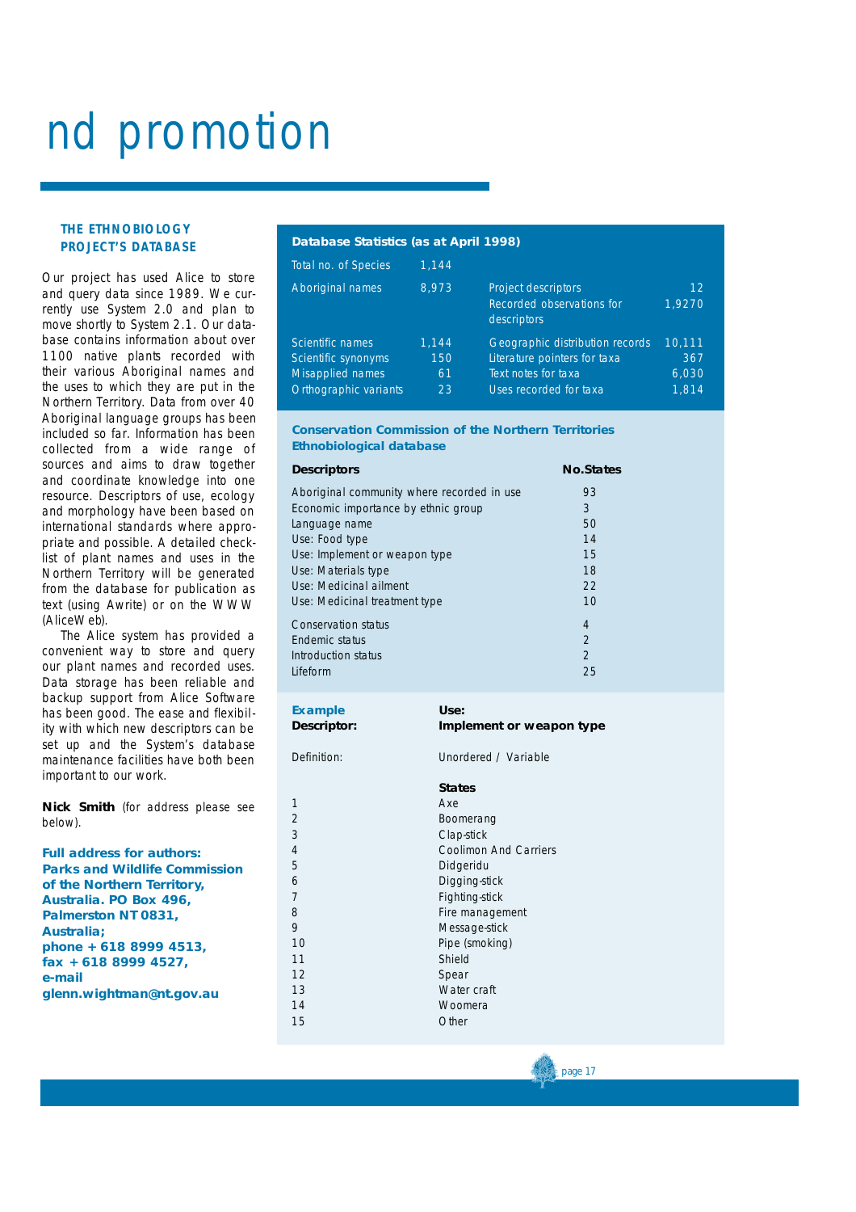# nd promotion

### THE ETHNOBIOLOGY PROJECT'S DATABASE

Our project has used Alice to store and query data since 1989. We currently use System 2.0 and plan to move shortly to System 2.1. Our database contains information about over 1100 native plants recorded with their various Aboriginal names and the uses to which they are put in the Northern Territory. Data from over 40 Aboriginal language groups has been included so far. Information has been collected from a wide range of sources and aims to draw together and coordinate knowledge into one resource. Descriptors of use, ecology and morphology have been based on international standards where appropriate and possible. A detailed checklist of plant names and uses in the Northern Territory will be generated from the database for publication as text (using Awrite) or on the WWW (AliceWeb).

The Alice system has provided a convenient way to store and query our plant names and recorded uses. Data storage has been reliable and backup support from Alice Software has been good. The ease and flexibility with which new descriptors can be set up and the System's database maintenance facilities have both been important to our work.

**Nick Smith** (for address please see below).

**Full address for authors: Parks and Wildlife Commission of the Northern Territory, Australia. PO Box 496, Palmerston NT 0831, Australia; phone + 618 8999 4513, fax + 618 8999 4527, e-mail glenn.wightman@nt.gov.au**

**Database Statistics (as at April 1998)**

| | | | |
|---|---|---|---|
| Total no. of Species | 1,144 | | |
| Aboriginal names | 8,973 | Project descriptors | 12 |
| | | Recorded observations for descriptors | 1,9270 |
| Scientific names | 1,144 | Geographic distribution records | 10,111 |
| Scientific synonyms | 150 | Literature pointers for taxa | 367 |
| Misapplied names | 61 | Text notes for taxa | 6,030 |
| Orthographic variants | 23 | Uses recorded for taxa | 1,814 |

**Conservation Commission of the Northern Territories Ethnobiological database**

| Descriptors | No.States |
|---|---|
| Aboriginal community where recorded in use | 93 |
| Economic importance by ethnic group | 3 |
| Language name | 50 |
| Use: Food type | 14 |
| Use: Implement or weapon type | 15 |
| Use: Materials type | 18 |
| Use: Medicinal ailment | 22 |
| Use: Medicinal treatment type | 10 |
| Conservation status | 4 |
| Endemic status | 2 |
| Introduction status | 2 |
| Lifeform | 25 |

**Example Descriptor:** **Use: Implement or weapon type**

Definition: Unordered / Variable

| | States |
|---|---|
| 1 | Axe |
| 2 | Boomerang |
| 3 | Clap-stick |
| 4 | Coolimon And Carriers |
| 5 | Didgeridu |
| 6 | Digging-stick |
| 7 | Fighting-stick |
| 8 | Fire management |
| 9 | Message-stick |
| 10 | Pipe (smoking) |
| 11 | Shield |
| 12 | Spear |
| 13 | Water craft |
| 14 | Woomera |
| 15 | Other |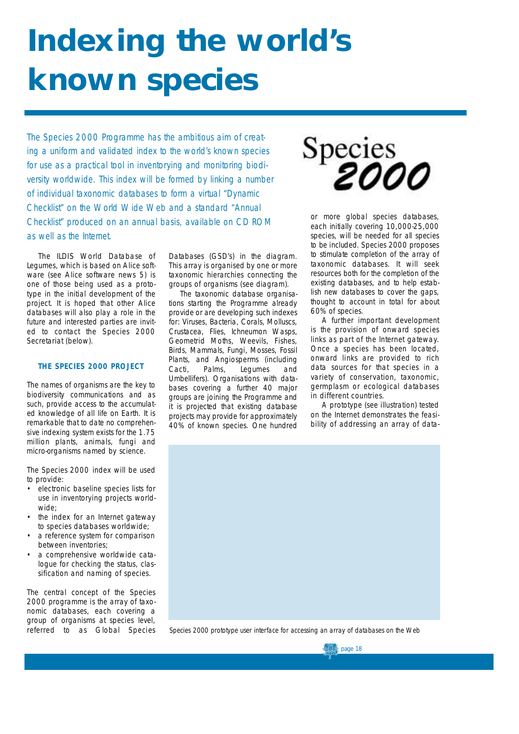# Indexing the world's known species

*The Species 2000 Programme has the ambitious aim of creating a uniform and validated index to the world's known species for use as a practical tool in inventorying and monitoring biodiversity worldwide. This index will be formed by linking a number of individual taxonomic databases to form a virtual "Dynamic Checklist" on the World Wide Web and a standard "Annual Checklist" produced on an annual basis, available on CD ROM as well as the Internet.*

Species 2000

The ILDIS World Database of Legumes, which is based on Alice software (see Alice software news 5) is one of those being used as a prototype in the initial development of the project. It is hoped that other Alice databases will also play a role in the future and interested parties are invited to contact the Species 2000 Secretariat (below).

### THE SPECIES 2000 PROJECT

The names of organisms are the key to biodiversity communications and as such, provide access to the accumulated knowledge of all life on Earth. It is remarkable that to date no comprehensive indexing system exists for the 1.75 million plants, animals, fungi and micro-organisms named by science.

The Species 2000 index will be used to provide:

- electronic baseline species lists for use in inventorying projects worldwide;
- the index for an Internet gateway to species databases worldwide;
- a reference system for comparison between inventories;
- a comprehensive worldwide catalogue for checking the status, classification and naming of species.

The central concept of the Species 2000 programme is the array of taxonomic databases, each covering a group of organisms at species level, referred to as Global Species Databases (GSD's) in the diagram. This array is organised by one or more taxonomic hierarchies connecting the groups of organisms (see diagram).

The taxonomic database organisations starting the Programme already provide or are developing such indexes for: Viruses, Bacteria, Corals, Molluscs, Crustacea, Flies, Ichneumon Wasps, Geometrid Moths, Weevils, Fishes, Birds, Mammals, Fungi, Mosses, Fossil Plants, and Angiosperms (including Cacti, Palms, Legumes and Umbellifers). Organisations with databases covering a further 40 major groups are joining the Programme and it is projected that existing database projects may provide for approximately 40% of known species. One hundred or more global species databases, each initially covering 10,000-25,000 species, will be needed for all species to be included. Species 2000 proposes to stimulate completion of the array of taxonomic databases. It will seek resources both for the completion of the existing databases, and to help establish new databases to cover the gaps, thought to account in total for about 60% of species.

A further important development is the provision of onward species links as part of the Internet gateway. Once a species has been located, onward links are provided to rich data sources for that species in a variety of conservation, taxonomic, germplasm or ecological databases in different countries.

A prototype (see illustration) tested on the Internet demonstrates the feasibility of addressing an array of data-

Species 2000 prototype user interface for accessing an array of databases on the Web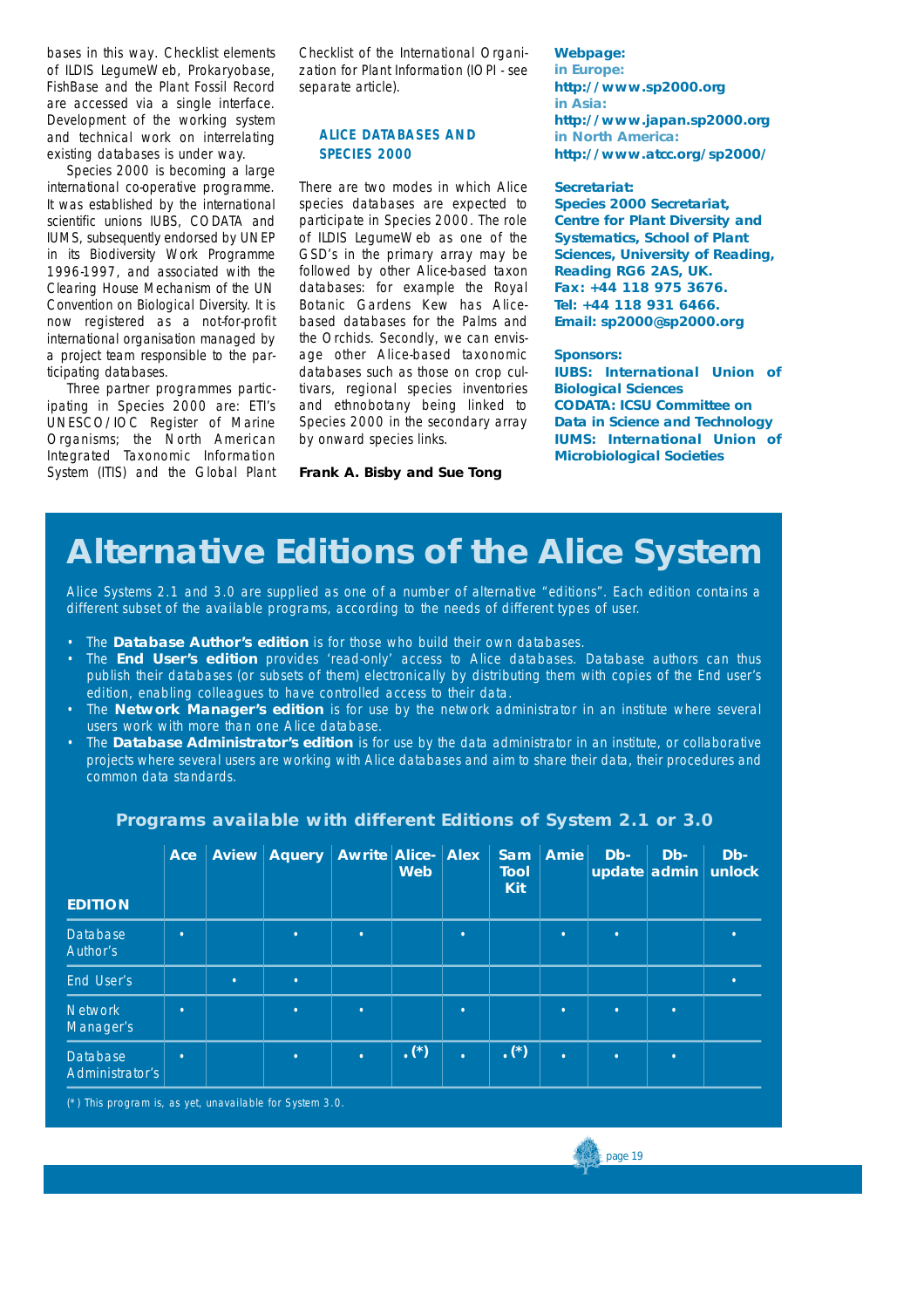bases in this way. Checklist elements of ILDIS LegumeWeb, Prokaryobase, FishBase and the Plant Fossil Record are accessed via a single interface. Development of the working system and technical work on interrelating existing databases is under way.

Species 2000 is becoming a large international co-operative programme. It was established by the international scientific unions IUBS, CODATA and IUMS, subsequently endorsed by UNEP in its Biodiversity Work Programme 1996-1997, and associated with the Clearing House Mechanism of the UN Convention on Biological Diversity. It is now registered as a not-for-profit international organisation managed by a project team responsible to the participating databases.

Three partner programmes participating in Species 2000 are: ETI's UNESCO/IOC Register of Marine Organisms; the North American Integrated Taxonomic Information System (ITIS) and the Global Plant Checklist of the International Organization for Plant Information (IOPI - see separate article).

### ALICE DATABASES AND SPECIES 2000

There are two modes in which Alice species databases are expected to participate in Species 2000. The role of ILDIS LegumeWeb as one of the GSD's in the primary array may be followed by other Alice-based taxon databases: for example the Royal Botanic Gardens Kew has Alice-based databases for the Palms and the Orchids. Secondly, we can envisage other Alice-based taxonomic databases such as those on crop cultivars, regional species inventories and ethnobotany being linked to Species 2000 in the secondary array by onward species links.

**Frank A. Bisby and Sue Tong**

**Webpage:**
**in Europe:**
**http://www.sp2000.org**
**in Asia:**
**http://www.japan.sp2000.org**
**in North America:**
**http://www.atcc.org/sp2000/**

**Secretariat:**
**Species 2000 Secretariat, Centre for Plant Diversity and Systematics, School of Plant Sciences, University of Reading, Reading RG6 2AS, UK.**
**Fax: +44 118 975 3676.**
**Tel: +44 118 931 6466.**
**Email: sp2000@sp2000.org**

**Sponsors:**
**IUBS: International Union of Biological Sciences**
**CODATA: ICSU Committee on Data in Science and Technology**
**IUMS: International Union of Microbiological Societies**

# Alternative Editions of the Alice System

Alice Systems 2.1 and 3.0 are supplied as one of a number of alternative "editions". Each edition contains a different subset of the available programs, according to the needs of different types of user.

- The **Database Author's edition** is for those who build their own databases.
- The **End User's edition** provides 'read-only' access to Alice databases. Database authors can thus publish their databases (or subsets of them) electronically by distributing them with copies of the End user's edition, enabling colleagues to have controlled access to their data.
- The **Network Manager's edition** is for use by the network administrator in an institute where several users work with more than one Alice database.
- The **Database Administrator's edition** is for use by the data administrator in an institute, or collaborative projects where several users are working with Alice databases and aim to share their data, their procedures and common data standards.

### Programs available with different Editions of System 2.1 or 3.0

| EDITION | Ace | Aview | Aquery | Awrite | Alice-Web | Alex | Sam Tool Kit | Amie | Db-update | Db-admin | Db-unlock |
|---|---|---|---|---|---|---|---|---|---|---|---|
| Database Author's | • | | • | • | | • | | • | • | | • |
| End User's | | • | • | | | | | | | | • |
| Network Manager's | • | | • | • | | • | | • | • | • | |
| Database Administrator's | • | | • | • | • (*) | • | • (*) | • | • | • | |

(*) This program is, as yet, unavailable for System 3.0.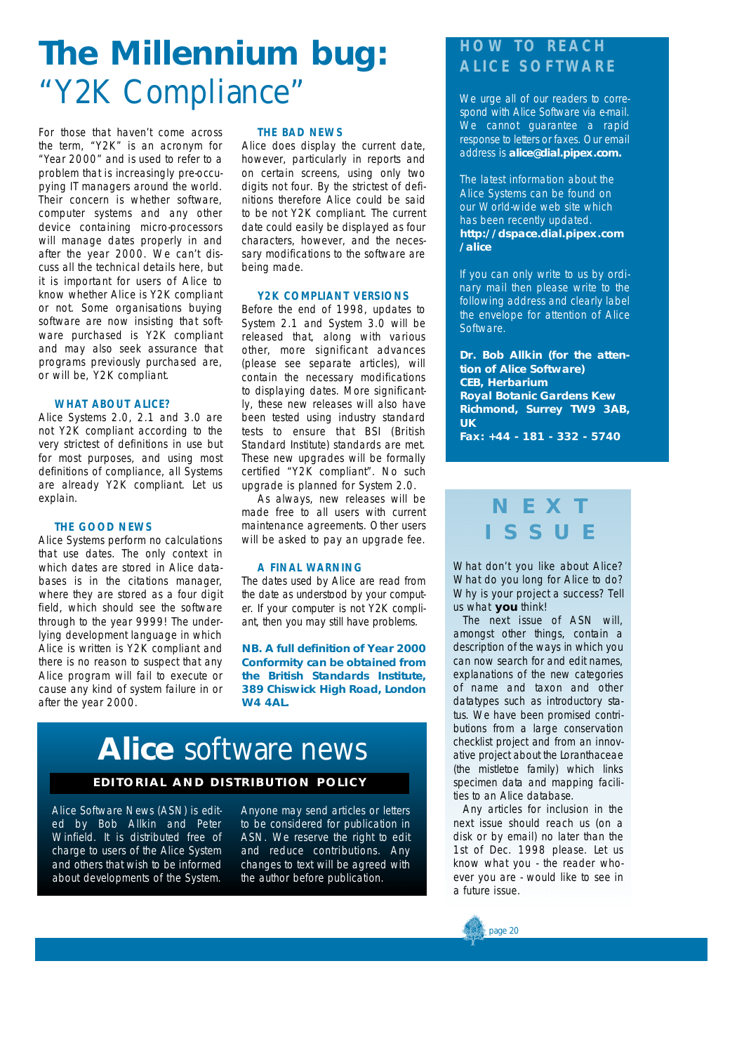# The Millennium bug: "Y2K Compliance"

For those that haven't come across the term, "Y2K" is an acronym for "Year 2000" and is used to refer to a problem that is increasingly pre-occupying IT managers around the world. Their concern is whether software, computer systems and any other device containing micro-processors will manage dates properly in and after the year 2000. We can't discuss all the technical details here, but it is important for users of Alice to know whether Alice is Y2K compliant or not. Some organisations buying software are now insisting that software purchased is Y2K compliant and may also seek assurance that programs previously purchased are, or will be, Y2K compliant.

### WHAT ABOUT ALICE?

Alice Systems 2.0, 2.1 and 3.0 are not Y2K compliant according to the very strictest of definitions in use but for most purposes, and using most definitions of compliance, all Systems are already Y2K compliant. Let us explain.

### THE GOOD NEWS

Alice Systems perform no calculations that use dates. The only context in which dates are stored in Alice databases is in the citations manager, where they are stored as a four digit field, which should see the software through to the year 9999! The underlying development language in which Alice is written is Y2K compliant and there is no reason to suspect that any Alice program will fail to execute or cause any kind of system failure in or after the year 2000.

### THE BAD NEWS

Alice does display the current date, however, particularly in reports and on certain screens, using only two digits not four. By the strictest of definitions therefore Alice could be said to be not Y2K compliant. The current date could easily be displayed as four characters, however, and the necessary modifications to the software are being made.

### Y2K COMPLIANT VERSIONS

Before the end of 1998, updates to System 2.1 and System 3.0 will be released that, along with various other, more significant advances (please see separate articles), will contain the necessary modifications to displaying dates. More significantly, these new releases will also have been tested using industry standard tests to ensure that BSI (British Standard Institute) standards are met. These new upgrades will be formally certified "Y2K compliant". No such upgrade is planned for System 2.0.

As always, new releases will be made free to all users with current maintenance agreements. Other users will be asked to pay an upgrade fee.

### A FINAL WARNING

The dates used by Alice are read from the date as understood by your computer. If your computer is not Y2K compliant, then you may still have problems.

**NB. A full definition of Year 2000 Conformity can be obtained from the British Standards Institute, 389 Chiswick High Road, London W4 4AL.**

## HOW TO REACH ALICE SOFTWARE

We urge all of our readers to correspond with Alice Software via e-mail. We cannot guarantee a rapid response to letters or faxes. Our email address is **alice@dial.pipex.com.**

The latest information about the Alice Systems can be found on our World-wide web site which has been recently updated. **http://dspace.dial.pipex.com /alice**

If you can only write to us by ordinary mail then please write to the following address and clearly label the envelope for attention of Alice Software.

**Dr. Bob Allkin (for the attention of Alice Software)**
**CEB, Herbarium**
**Royal Botanic Gardens Kew**
**Richmond, Surrey TW9 3AB, UK**
**Fax: +44 - 181 - 332 - 5740**

## NEXT ISSUE

What don't you like about Alice? What do you long for Alice to do? Why is your project a success? Tell us what **you** think!

The next issue of ASN will, amongst other things, contain a description of the ways in which you can now search for and edit names, explanations of the new categories of name and taxon and other datatypes such as introductory status. We have been promised contributions from a large conservation checklist project and from an innovative project about the Loranthaceae (the mistletoe family) which links specimen data and mapping facilities to an Alice database.

Any articles for inclusion in the next issue should reach us (on a disk or by email) no later than the 1st of Dec. 1998 please. Let us know what you - the reader whoever you are - would like to see in a future issue.

## **Alice** software news

### EDITORIAL AND DISTRIBUTION POLICY

Alice Software News (ASN) is edited by Bob Allkin and Peter Winfield. It is distributed free of charge to users of the Alice System and others that wish to be informed about developments of the System.

Anyone may send articles or letters to be considered for publication in ASN. We reserve the right to edit and reduce contributions. Any changes to text will be agreed with the author before publication.